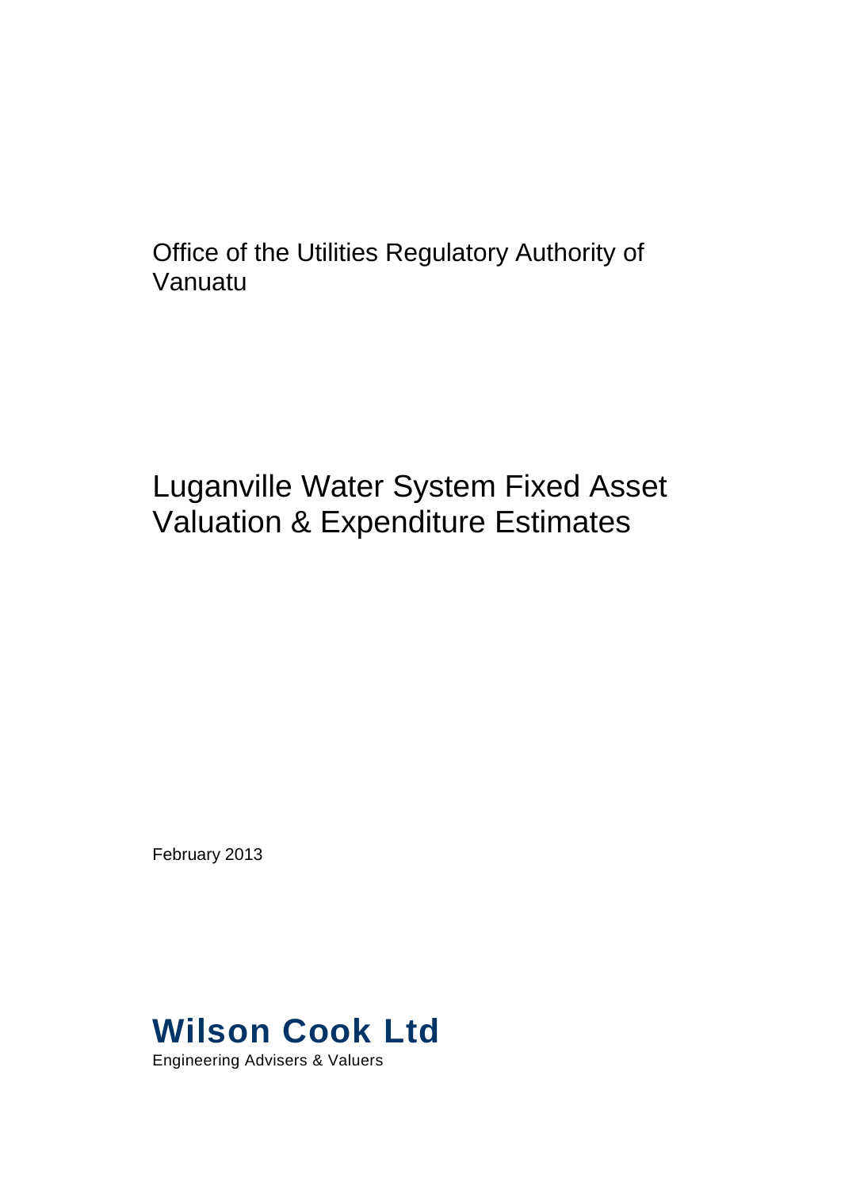Office of the Utilities Regulatory Authority of Vanuatu

# Luganville Water System Fixed Asset Valuation & Expenditure Estimates

February 2013

**Wilson Cook Ltd**

Engineering Advisers & Valuers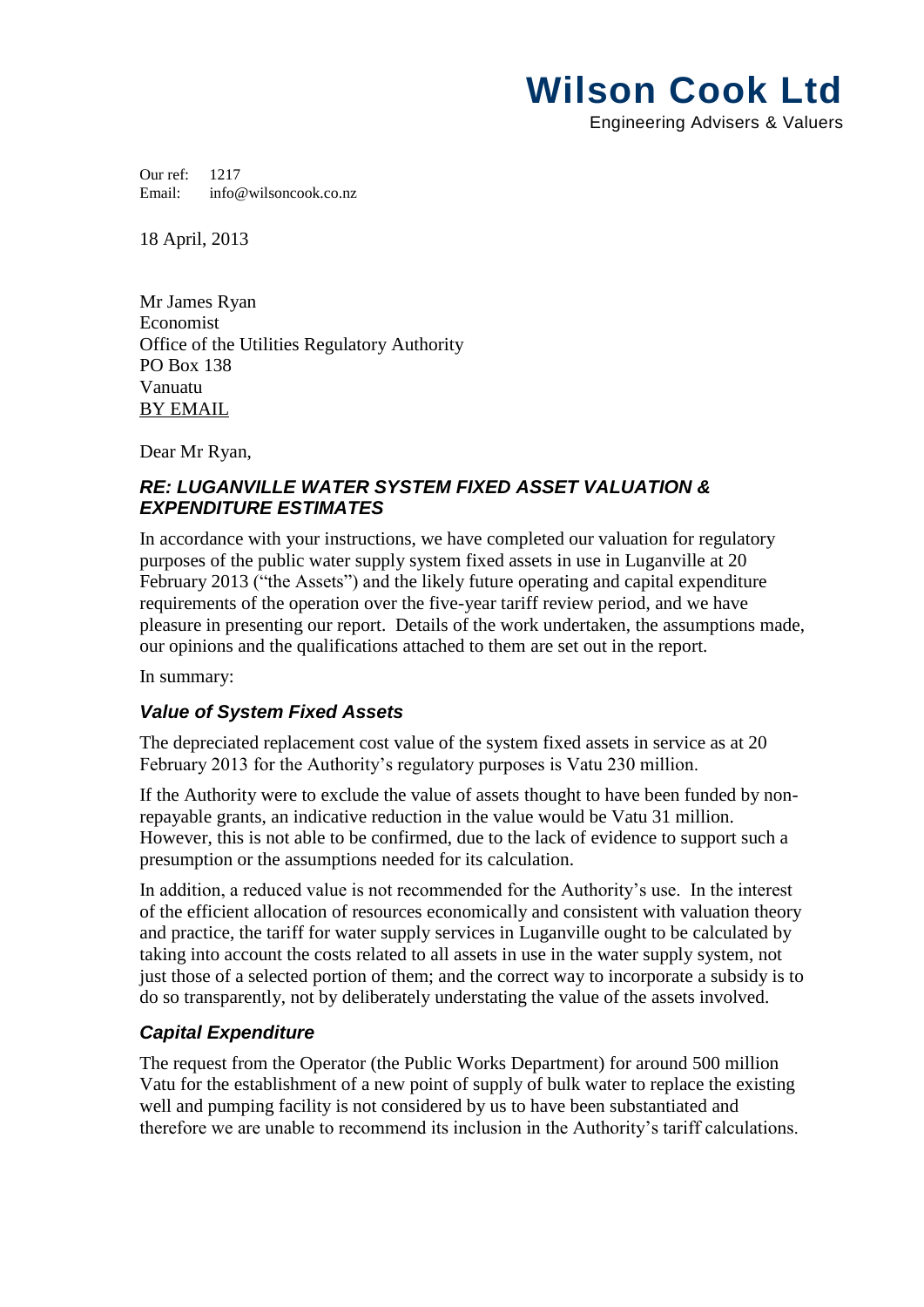# Wilson Cook Ltd

Engineering Advisers & Valuers

Our ref: 1217
Email: info@wilsoncook.co.nz

18 April, 2013

Mr James Ryan
Economist
Office of the Utilities Regulatory Authority
PO Box 138
Vanuatu
BY EMAIL

Dear Mr Ryan,

### *RE: LUGANVILLE WATER SYSTEM FIXED ASSET VALUATION & EXPENDITURE ESTIMATES*

In accordance with your instructions, we have completed our valuation for regulatory purposes of the public water supply system fixed assets in use in Luganville at 20 February 2013 ("the Assets") and the likely future operating and capital expenditure requirements of the operation over the five-year tariff review period, and we have pleasure in presenting our report. Details of the work undertaken, the assumptions made, our opinions and the qualifications attached to them are set out in the report.

In summary:

### *Value of System Fixed Assets*

The depreciated replacement cost value of the system fixed assets in service as at 20 February 2013 for the Authority's regulatory purposes is Vatu 230 million.

If the Authority were to exclude the value of assets thought to have been funded by non-repayable grants, an indicative reduction in the value would be Vatu 31 million. However, this is not able to be confirmed, due to the lack of evidence to support such a presumption or the assumptions needed for its calculation.

In addition, a reduced value is not recommended for the Authority's use. In the interest of the efficient allocation of resources economically and consistent with valuation theory and practice, the tariff for water supply services in Luganville ought to be calculated by taking into account the costs related to all assets in use in the water supply system, not just those of a selected portion of them; and the correct way to incorporate a subsidy is to do so transparently, not by deliberately understating the value of the assets involved.

### *Capital Expenditure*

The request from the Operator (the Public Works Department) for around 500 million Vatu for the establishment of a new point of supply of bulk water to replace the existing well and pumping facility is not considered by us to have been substantiated and therefore we are unable to recommend its inclusion in the Authority's tariff calculations.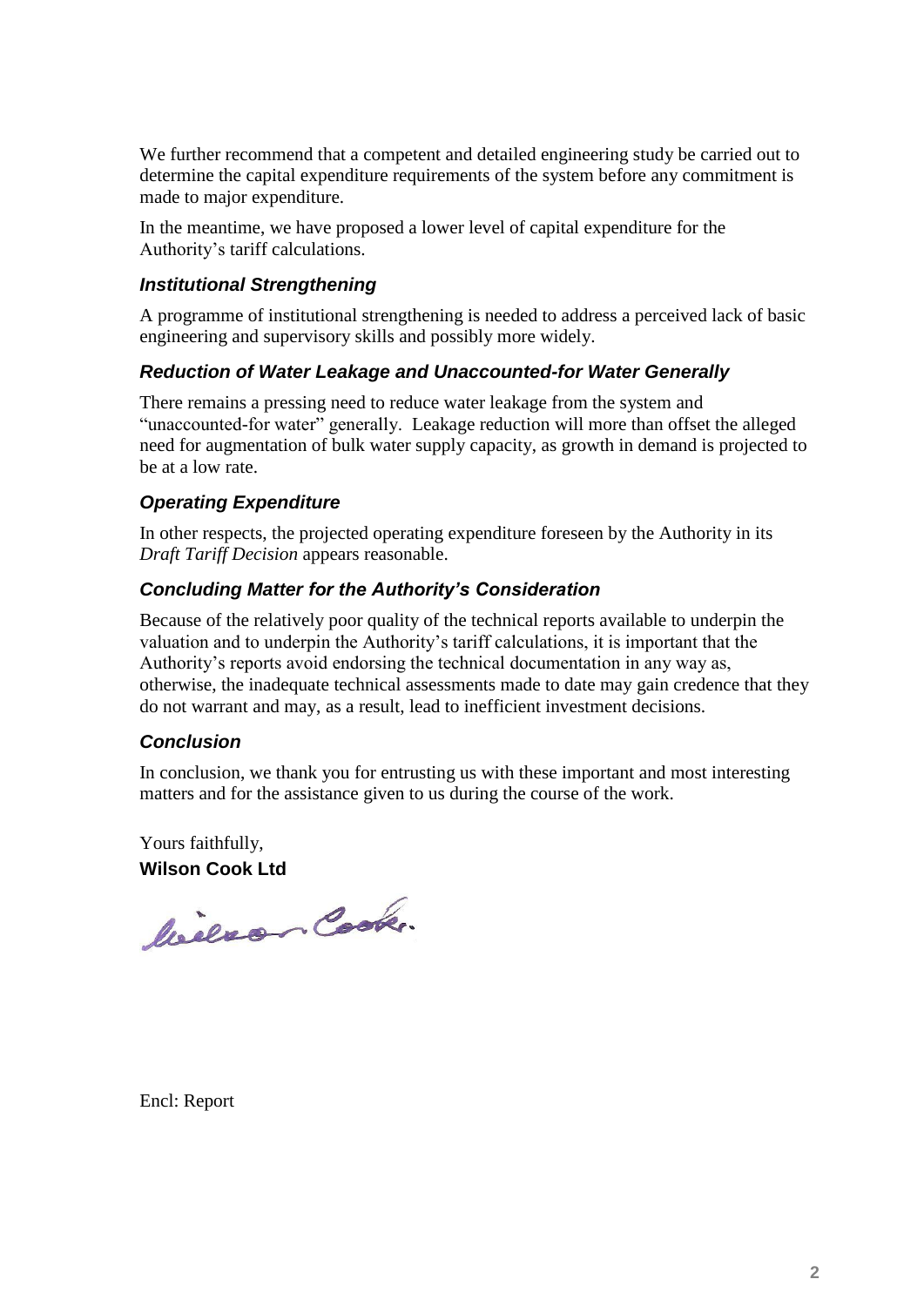We further recommend that a competent and detailed engineering study be carried out to determine the capital expenditure requirements of the system before any commitment is made to major expenditure.

In the meantime, we have proposed a lower level of capital expenditure for the Authority's tariff calculations.

### *Institutional Strengthening*

A programme of institutional strengthening is needed to address a perceived lack of basic engineering and supervisory skills and possibly more widely.

### *Reduction of Water Leakage and Unaccounted-for Water Generally*

There remains a pressing need to reduce water leakage from the system and "unaccounted-for water" generally. Leakage reduction will more than offset the alleged need for augmentation of bulk water supply capacity, as growth in demand is projected to be at a low rate.

### *Operating Expenditure*

In other respects, the projected operating expenditure foreseen by the Authority in its *Draft Tariff Decision* appears reasonable.

### *Concluding Matter for the Authority's Consideration*

Because of the relatively poor quality of the technical reports available to underpin the valuation and to underpin the Authority's tariff calculations, it is important that the Authority's reports avoid endorsing the technical documentation in any way as, otherwise, the inadequate technical assessments made to date may gain credence that they do not warrant and may, as a result, lead to inefficient investment decisions.

### *Conclusion*

In conclusion, we thank you for entrusting us with these important and most interesting matters and for the assistance given to us during the course of the work.

Yours faithfully,

**Wilson Cook Ltd**

Encl: Report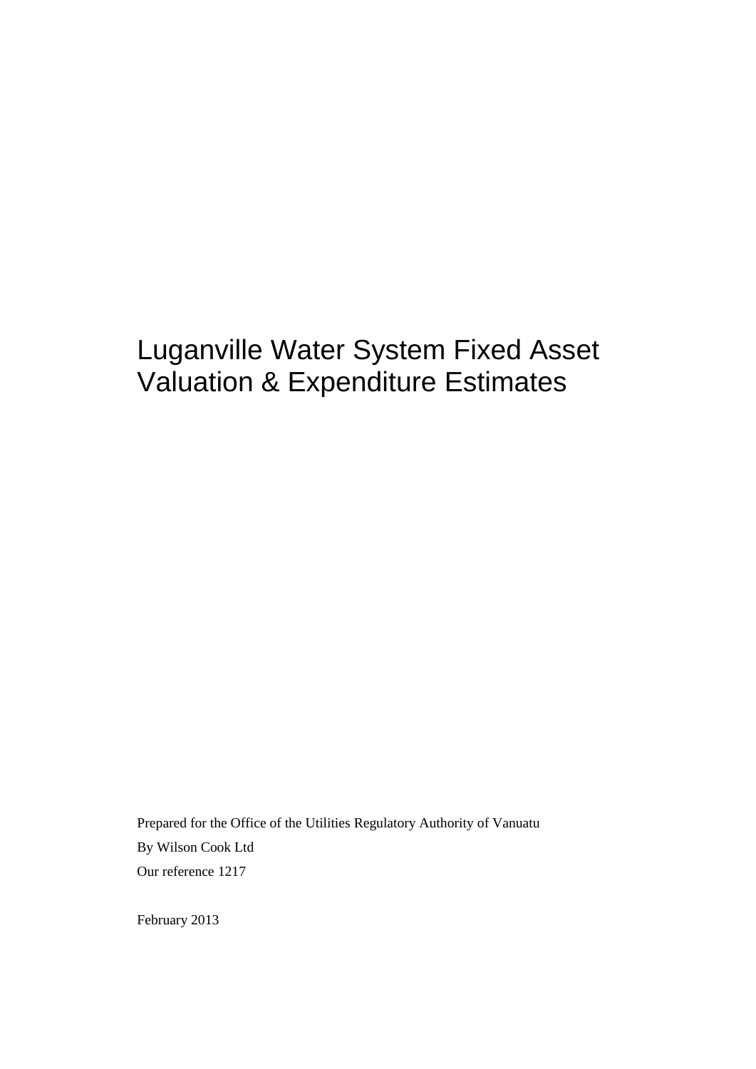# Luganville Water System Fixed Asset Valuation & Expenditure Estimates

Prepared for the Office of the Utilities Regulatory Authority of Vanuatu

By Wilson Cook Ltd

Our reference 1217

February 2013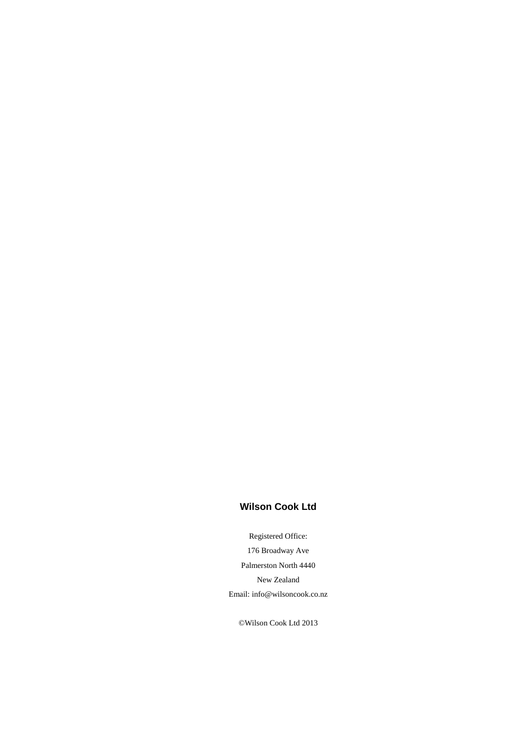**Wilson Cook Ltd**

Registered Office:

176 Broadway Ave

Palmerston North 4440

New Zealand

Email: info@wilsoncook.co.nz

©Wilson Cook Ltd 2013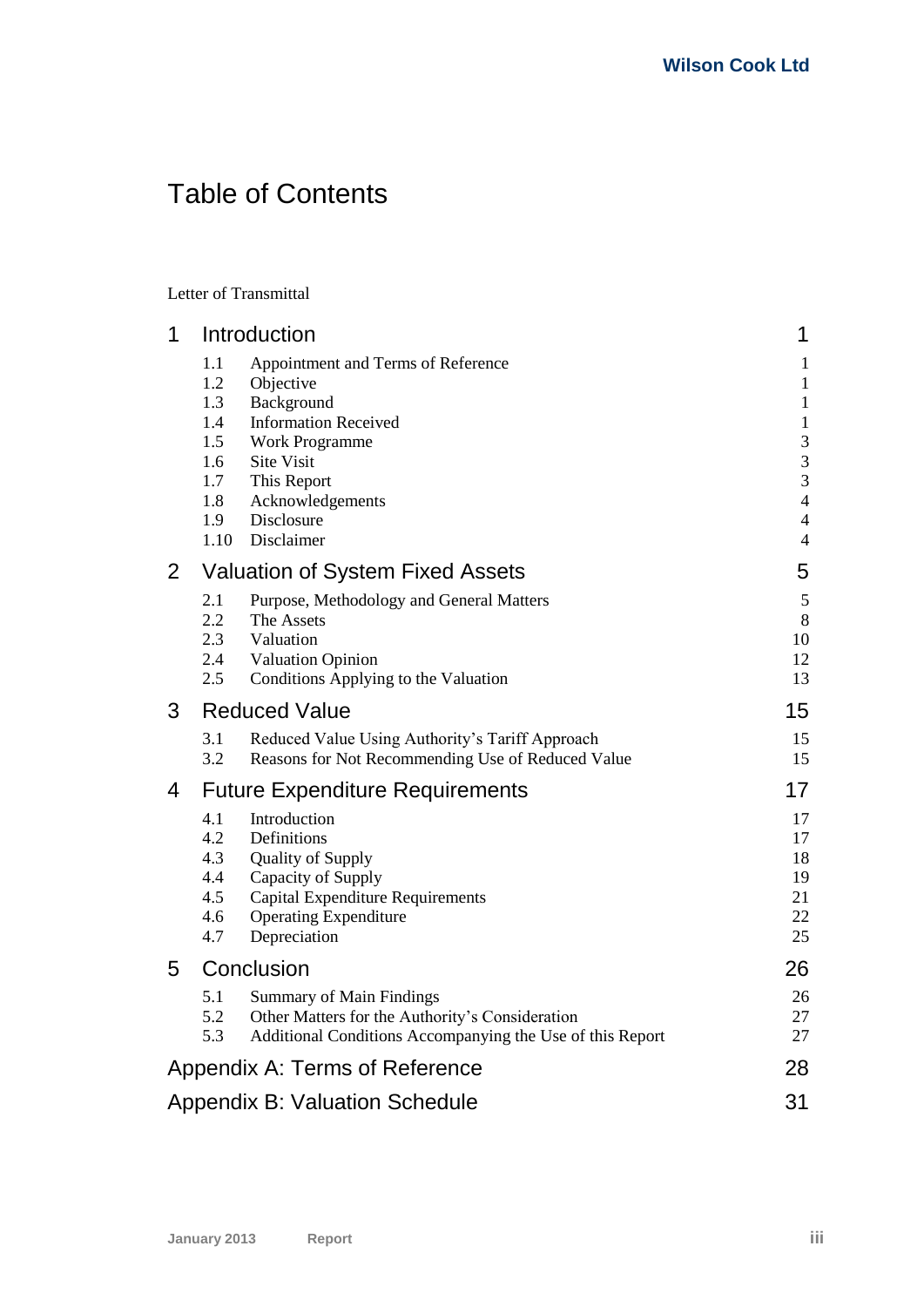# Table of Contents

Letter of Transmittal

| | | |
|---|---|---|
| **1** | **Introduction** | **1** |
| 1.1 | Appointment and Terms of Reference | 1 |
| 1.2 | Objective | 1 |
| 1.3 | Background | 1 |
| 1.4 | Information Received | 1 |
| 1.5 | Work Programme | 3 |
| 1.6 | Site Visit | 3 |
| 1.7 | This Report | 3 |
| 1.8 | Acknowledgements | 4 |
| 1.9 | Disclosure | 4 |
| 1.10 | Disclaimer | 4 |
| **2** | **Valuation of System Fixed Assets** | **5** |
| 2.1 | Purpose, Methodology and General Matters | 5 |
| 2.2 | The Assets | 8 |
| 2.3 | Valuation | 10 |
| 2.4 | Valuation Opinion | 12 |
| 2.5 | Conditions Applying to the Valuation | 13 |
| **3** | **Reduced Value** | **15** |
| 3.1 | Reduced Value Using Authority's Tariff Approach | 15 |
| 3.2 | Reasons for Not Recommending Use of Reduced Value | 15 |
| **4** | **Future Expenditure Requirements** | **17** |
| 4.1 | Introduction | 17 |
| 4.2 | Definitions | 17 |
| 4.3 | Quality of Supply | 18 |
| 4.4 | Capacity of Supply | 19 |
| 4.5 | Capital Expenditure Requirements | 21 |
| 4.6 | Operating Expenditure | 22 |
| 4.7 | Depreciation | 25 |
| **5** | **Conclusion** | **26** |
| 5.1 | Summary of Main Findings | 26 |
| 5.2 | Other Matters for the Authority's Consideration | 27 |
| 5.3 | Additional Conditions Accompanying the Use of this Report | 27 |
| **Appendix A: Terms of Reference** | | **28** |
| **Appendix B: Valuation Schedule** | | **31** |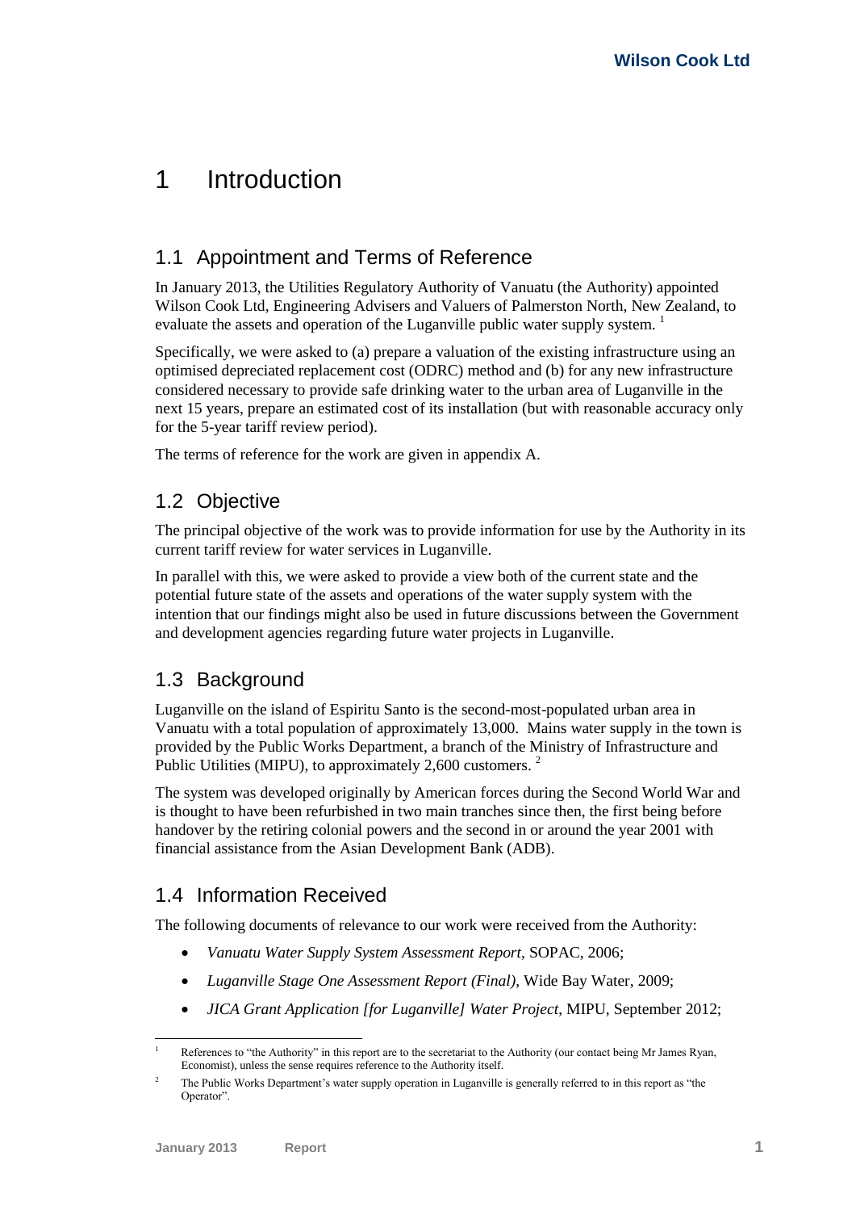# 1 Introduction

## 1.1 Appointment and Terms of Reference

In January 2013, the Utilities Regulatory Authority of Vanuatu (the Authority) appointed Wilson Cook Ltd, Engineering Advisers and Valuers of Palmerston North, New Zealand, to evaluate the assets and operation of the Luganville public water supply system. [1]

Specifically, we were asked to (a) prepare a valuation of the existing infrastructure using an optimised depreciated replacement cost (ODRC) method and (b) for any new infrastructure considered necessary to provide safe drinking water to the urban area of Luganville in the next 15 years, prepare an estimated cost of its installation (but with reasonable accuracy only for the 5-year tariff review period).

The terms of reference for the work are given in appendix A.

## 1.2 Objective

The principal objective of the work was to provide information for use by the Authority in its current tariff review for water services in Luganville.

In parallel with this, we were asked to provide a view both of the current state and the potential future state of the assets and operations of the water supply system with the intention that our findings might also be used in future discussions between the Government and development agencies regarding future water projects in Luganville.

## 1.3 Background

Luganville on the island of Espiritu Santo is the second-most-populated urban area in Vanuatu with a total population of approximately 13,000. Mains water supply in the town is provided by the Public Works Department, a branch of the Ministry of Infrastructure and Public Utilities (MIPU), to approximately 2,600 customers. [2]

The system was developed originally by American forces during the Second World War and is thought to have been refurbished in two main tranches since then, the first being before handover by the retiring colonial powers and the second in or around the year 2001 with financial assistance from the Asian Development Bank (ADB).

## 1.4 Information Received

The following documents of relevance to our work were received from the Authority:

- *Vanuatu Water Supply System Assessment Report*, SOPAC, 2006;
- *Luganville Stage One Assessment Report (Final)*, Wide Bay Water, 2009;
- *JICA Grant Application [for Luganville] Water Project*, MIPU, September 2012;

---

[1] References to "the Authority" in this report are to the secretariat to the Authority (our contact being Mr James Ryan, Economist), unless the sense requires reference to the Authority itself.

[2] The Public Works Department's water supply operation in Luganville is generally referred to in this report as "the Operator".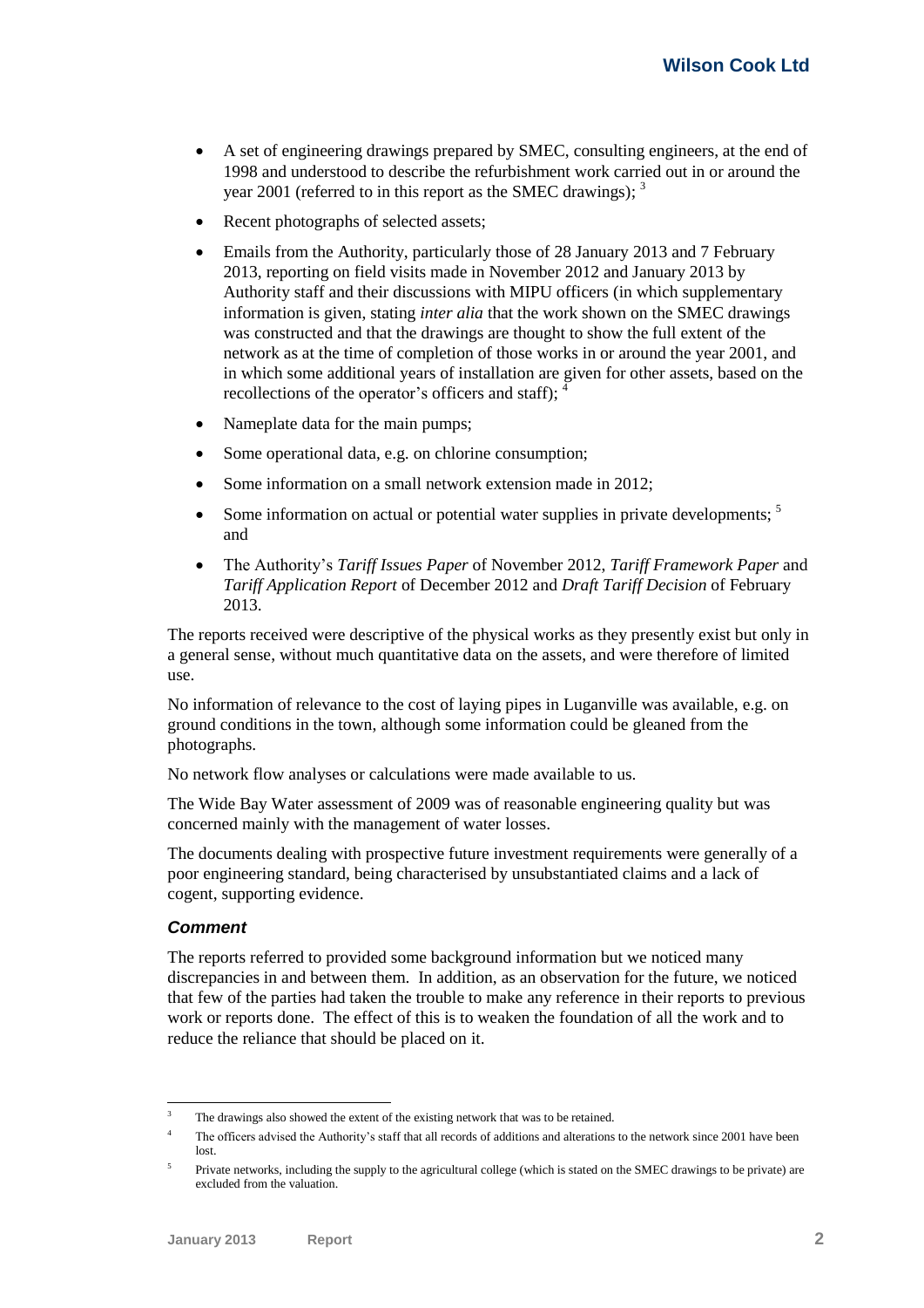- A set of engineering drawings prepared by SMEC, consulting engineers, at the end of 1998 and understood to describe the refurbishment work carried out in or around the year 2001 (referred to in this report as the SMEC drawings); [3]
- Recent photographs of selected assets;
- Emails from the Authority, particularly those of 28 January 2013 and 7 February 2013, reporting on field visits made in November 2012 and January 2013 by Authority staff and their discussions with MIPU officers (in which supplementary information is given, stating *inter alia* that the work shown on the SMEC drawings was constructed and that the drawings are thought to show the full extent of the network as at the time of completion of those works in or around the year 2001, and in which some additional years of installation are given for other assets, based on the recollections of the operator's officers and staff); [4]
- Nameplate data for the main pumps;
- Some operational data, e.g. on chlorine consumption;
- Some information on a small network extension made in 2012;
- Some information on actual or potential water supplies in private developments; [5] and
- The Authority's *Tariff Issues Paper* of November 2012, *Tariff Framework Paper* and *Tariff Application Report* of December 2012 and *Draft Tariff Decision* of February 2013.

The reports received were descriptive of the physical works as they presently exist but only in a general sense, without much quantitative data on the assets, and were therefore of limited use.

No information of relevance to the cost of laying pipes in Luganville was available, e.g. on ground conditions in the town, although some information could be gleaned from the photographs.

No network flow analyses or calculations were made available to us.

The Wide Bay Water assessment of 2009 was of reasonable engineering quality but was concerned mainly with the management of water losses.

The documents dealing with prospective future investment requirements were generally of a poor engineering standard, being characterised by unsubstantiated claims and a lack of cogent, supporting evidence.

### *Comment*

The reports referred to provided some background information but we noticed many discrepancies in and between them. In addition, as an observation for the future, we noticed that few of the parties had taken the trouble to make any reference in their reports to previous work or reports done. The effect of this is to weaken the foundation of all the work and to reduce the reliance that should be placed on it.

---

[3] The drawings also showed the extent of the existing network that was to be retained.

[4] The officers advised the Authority's staff that all records of additions and alterations to the network since 2001 have been lost.

[5] Private networks, including the supply to the agricultural college (which is stated on the SMEC drawings to be private) are excluded from the valuation.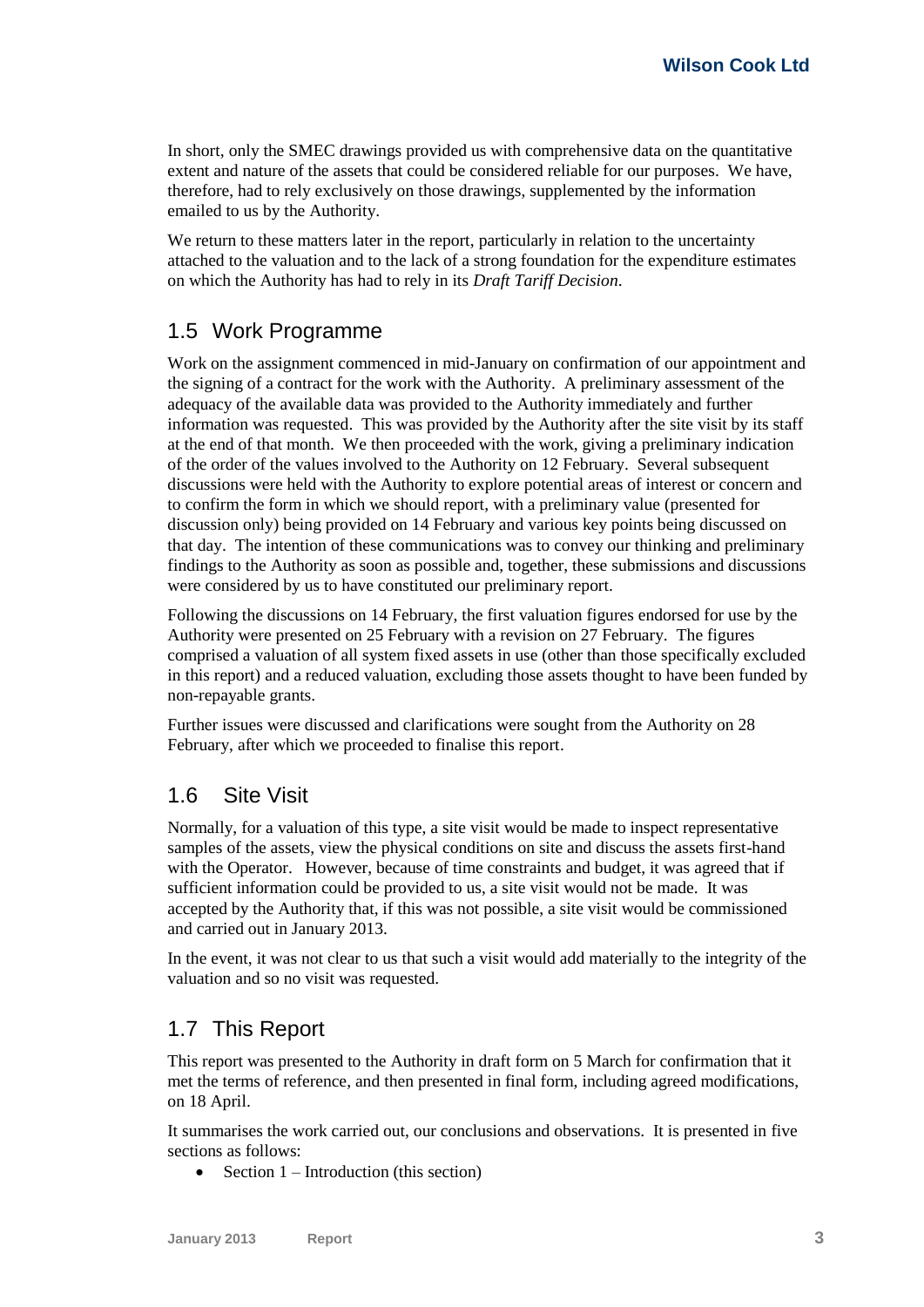In short, only the SMEC drawings provided us with comprehensive data on the quantitative extent and nature of the assets that could be considered reliable for our purposes. We have, therefore, had to rely exclusively on those drawings, supplemented by the information emailed to us by the Authority.

We return to these matters later in the report, particularly in relation to the uncertainty attached to the valuation and to the lack of a strong foundation for the expenditure estimates on which the Authority has had to rely in its *Draft Tariff Decision*.

## 1.5 Work Programme

Work on the assignment commenced in mid-January on confirmation of our appointment and the signing of a contract for the work with the Authority. A preliminary assessment of the adequacy of the available data was provided to the Authority immediately and further information was requested. This was provided by the Authority after the site visit by its staff at the end of that month. We then proceeded with the work, giving a preliminary indication of the order of the values involved to the Authority on 12 February. Several subsequent discussions were held with the Authority to explore potential areas of interest or concern and to confirm the form in which we should report, with a preliminary value (presented for discussion only) being provided on 14 February and various key points being discussed on that day. The intention of these communications was to convey our thinking and preliminary findings to the Authority as soon as possible and, together, these submissions and discussions were considered by us to have constituted our preliminary report.

Following the discussions on 14 February, the first valuation figures endorsed for use by the Authority were presented on 25 February with a revision on 27 February. The figures comprised a valuation of all system fixed assets in use (other than those specifically excluded in this report) and a reduced valuation, excluding those assets thought to have been funded by non-repayable grants.

Further issues were discussed and clarifications were sought from the Authority on 28 February, after which we proceeded to finalise this report.

## 1.6 Site Visit

Normally, for a valuation of this type, a site visit would be made to inspect representative samples of the assets, view the physical conditions on site and discuss the assets first-hand with the Operator. However, because of time constraints and budget, it was agreed that if sufficient information could be provided to us, a site visit would not be made. It was accepted by the Authority that, if this was not possible, a site visit would be commissioned and carried out in January 2013.

In the event, it was not clear to us that such a visit would add materially to the integrity of the valuation and so no visit was requested.

## 1.7 This Report

This report was presented to the Authority in draft form on 5 March for confirmation that it met the terms of reference, and then presented in final form, including agreed modifications, on 18 April.

It summarises the work carried out, our conclusions and observations. It is presented in five sections as follows:

- Section 1 – Introduction (this section)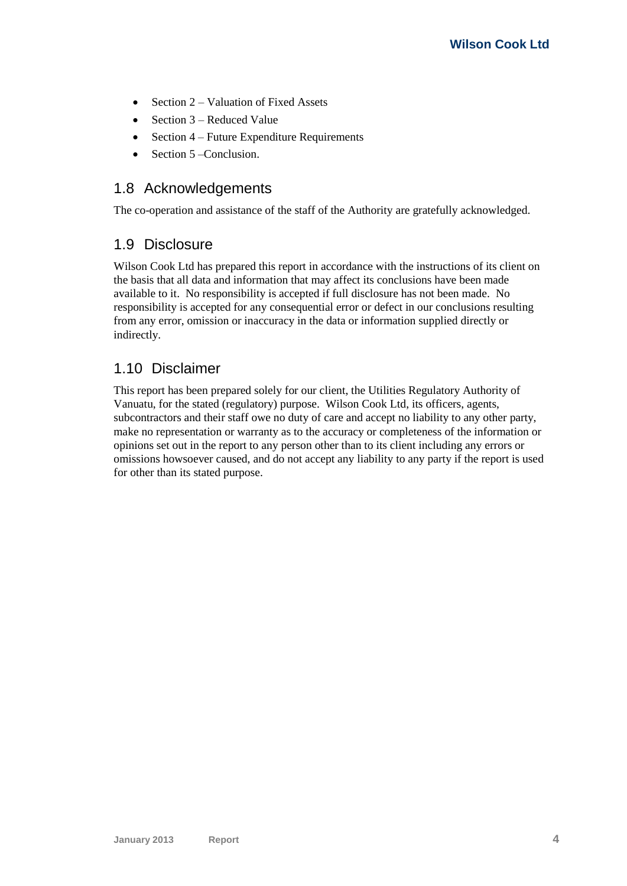- Section 2 – Valuation of Fixed Assets
- Section 3 – Reduced Value
- Section 4 – Future Expenditure Requirements
- Section 5 –Conclusion.

## 1.8 Acknowledgements

The co-operation and assistance of the staff of the Authority are gratefully acknowledged.

## 1.9 Disclosure

Wilson Cook Ltd has prepared this report in accordance with the instructions of its client on the basis that all data and information that may affect its conclusions have been made available to it. No responsibility is accepted if full disclosure has not been made. No responsibility is accepted for any consequential error or defect in our conclusions resulting from any error, omission or inaccuracy in the data or information supplied directly or indirectly.

## 1.10 Disclaimer

This report has been prepared solely for our client, the Utilities Regulatory Authority of Vanuatu, for the stated (regulatory) purpose. Wilson Cook Ltd, its officers, agents, subcontractors and their staff owe no duty of care and accept no liability to any other party, make no representation or warranty as to the accuracy or completeness of the information or opinions set out in the report to any person other than to its client including any errors or omissions howsoever caused, and do not accept any liability to any party if the report is used for other than its stated purpose.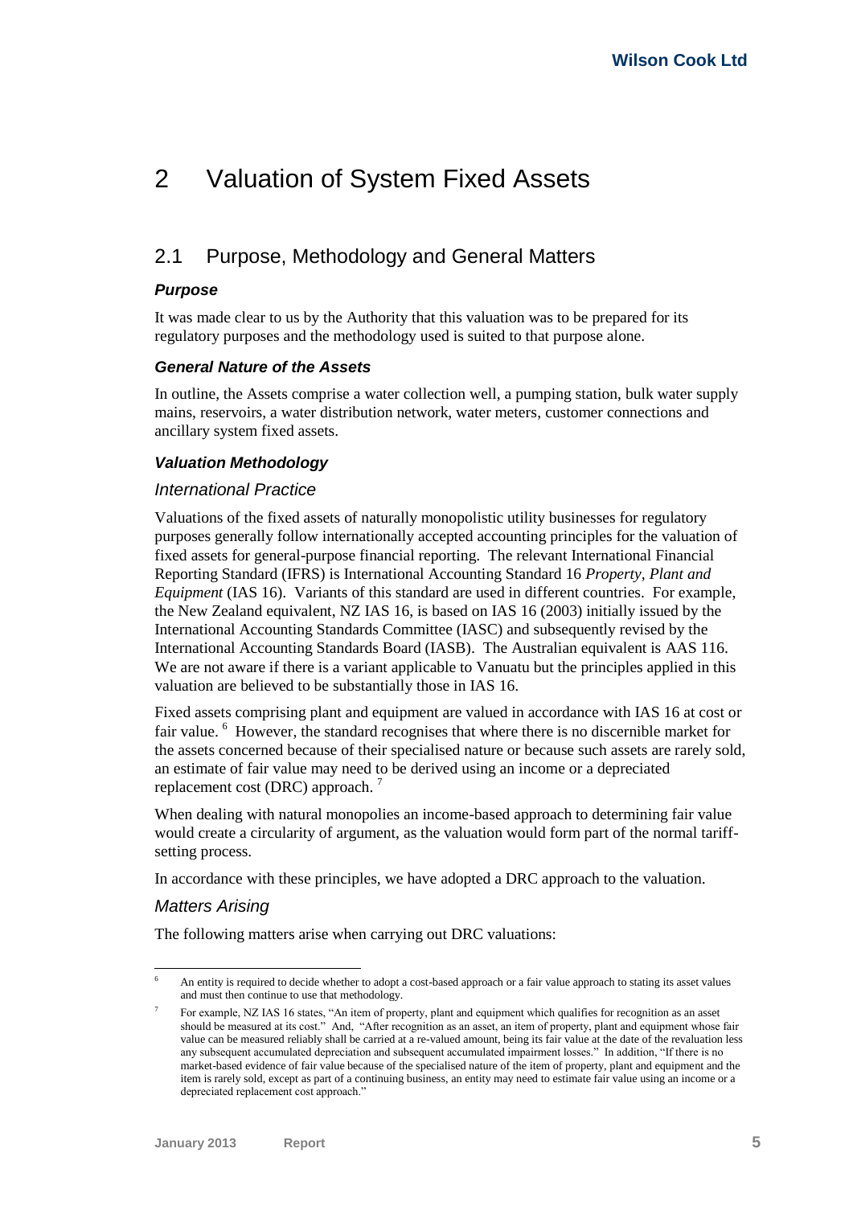# 2 Valuation of System Fixed Assets

## 2.1 Purpose, Methodology and General Matters

### *Purpose*

It was made clear to us by the Authority that this valuation was to be prepared for its regulatory purposes and the methodology used is suited to that purpose alone.

### *General Nature of the Assets*

In outline, the Assets comprise a water collection well, a pumping station, bulk water supply mains, reservoirs, a water distribution network, water meters, customer connections and ancillary system fixed assets.

### *Valuation Methodology*

#### *International Practice*

Valuations of the fixed assets of naturally monopolistic utility businesses for regulatory purposes generally follow internationally accepted accounting principles for the valuation of fixed assets for general-purpose financial reporting. The relevant International Financial Reporting Standard (IFRS) is International Accounting Standard 16 *Property, Plant and Equipment* (IAS 16). Variants of this standard are used in different countries. For example, the New Zealand equivalent, NZ IAS 16, is based on IAS 16 (2003) initially issued by the International Accounting Standards Committee (IASC) and subsequently revised by the International Accounting Standards Board (IASB). The Australian equivalent is AAS 116. We are not aware if there is a variant applicable to Vanuatu but the principles applied in this valuation are believed to be substantially those in IAS 16.

Fixed assets comprising plant and equipment are valued in accordance with IAS 16 at cost or fair value. [6] However, the standard recognises that where there is no discernible market for the assets concerned because of their specialised nature or because such assets are rarely sold, an estimate of fair value may need to be derived using an income or a depreciated replacement cost (DRC) approach. [7]

When dealing with natural monopolies an income-based approach to determining fair value would create a circularity of argument, as the valuation would form part of the normal tariff-setting process.

In accordance with these principles, we have adopted a DRC approach to the valuation.

#### *Matters Arising*

The following matters arise when carrying out DRC valuations:

---

[6] An entity is required to decide whether to adopt a cost-based approach or a fair value approach to stating its asset values and must then continue to use that methodology.

[7] For example, NZ IAS 16 states, "An item of property, plant and equipment which qualifies for recognition as an asset should be measured at its cost." And, "After recognition as an asset, an item of property, plant and equipment whose fair value can be measured reliably shall be carried at a re-valued amount, being its fair value at the date of the revaluation less any subsequent accumulated depreciation and subsequent accumulated impairment losses." In addition, "If there is no market-based evidence of fair value because of the specialised nature of the item of property, plant and equipment and the item is rarely sold, except as part of a continuing business, an entity may need to estimate fair value using an income or a depreciated replacement cost approach."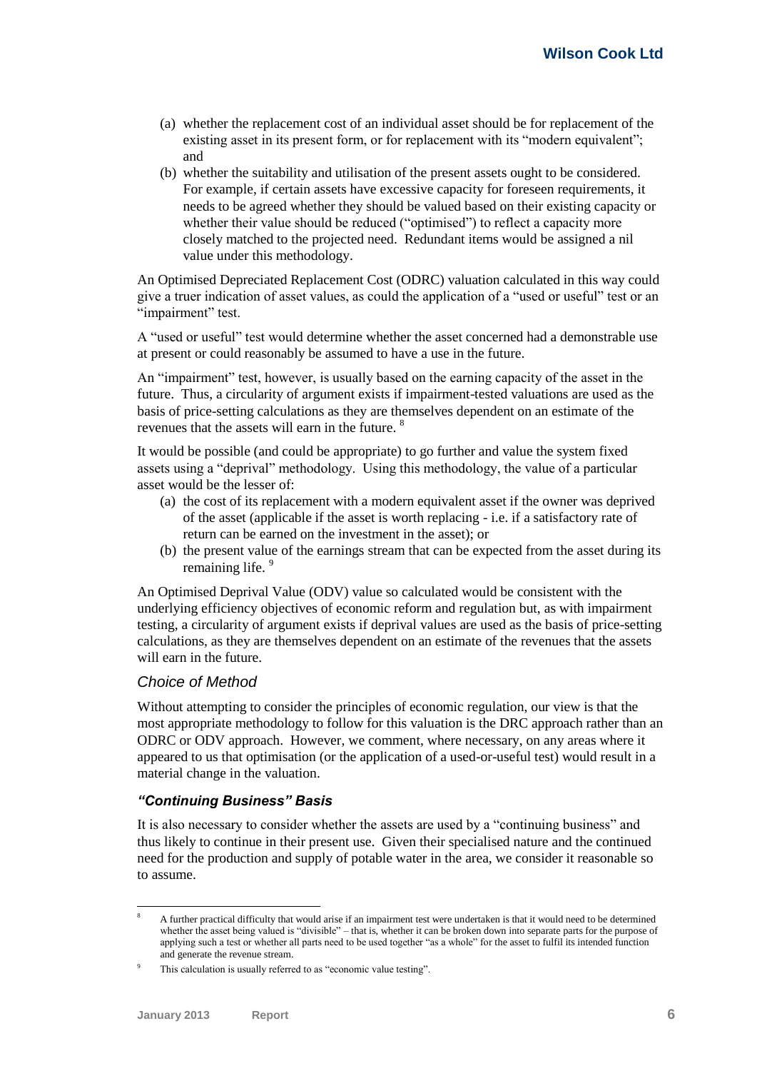(a) whether the replacement cost of an individual asset should be for replacement of the existing asset in its present form, or for replacement with its "modern equivalent"; and

(b) whether the suitability and utilisation of the present assets ought to be considered. For example, if certain assets have excessive capacity for foreseen requirements, it needs to be agreed whether they should be valued based on their existing capacity or whether their value should be reduced ("optimised") to reflect a capacity more closely matched to the projected need. Redundant items would be assigned a nil value under this methodology.

An Optimised Depreciated Replacement Cost (ODRC) valuation calculated in this way could give a truer indication of asset values, as could the application of a "used or useful" test or an "impairment" test.

A "used or useful" test would determine whether the asset concerned had a demonstrable use at present or could reasonably be assumed to have a use in the future.

An "impairment" test, however, is usually based on the earning capacity of the asset in the future. Thus, a circularity of argument exists if impairment-tested valuations are used as the basis of price-setting calculations as they are themselves dependent on an estimate of the revenues that the assets will earn in the future. [8]

It would be possible (and could be appropriate) to go further and value the system fixed assets using a "deprival" methodology. Using this methodology, the value of a particular asset would be the lesser of:

(a) the cost of its replacement with a modern equivalent asset if the owner was deprived of the asset (applicable if the asset is worth replacing - i.e. if a satisfactory rate of return can be earned on the investment in the asset); or

(b) the present value of the earnings stream that can be expected from the asset during its remaining life. [9]

An Optimised Deprival Value (ODV) value so calculated would be consistent with the underlying efficiency objectives of economic reform and regulation but, as with impairment testing, a circularity of argument exists if deprival values are used as the basis of price-setting calculations, as they are themselves dependent on an estimate of the revenues that the assets will earn in the future.

### *Choice of Method*

Without attempting to consider the principles of economic regulation, our view is that the most appropriate methodology to follow for this valuation is the DRC approach rather than an ODRC or ODV approach. However, we comment, where necessary, on any areas where it appeared to us that optimisation (or the application of a used-or-useful test) would result in a material change in the valuation.

### ***"Continuing Business" Basis***

It is also necessary to consider whether the assets are used by a "continuing business" and thus likely to continue in their present use. Given their specialised nature and the continued need for the production and supply of potable water in the area, we consider it reasonable so to assume.

---

[8] A further practical difficulty that would arise if an impairment test were undertaken is that it would need to be determined whether the asset being valued is "divisible" – that is, whether it can be broken down into separate parts for the purpose of applying such a test or whether all parts need to be used together "as a whole" for the asset to fulfil its intended function and generate the revenue stream.

[9] This calculation is usually referred to as "economic value testing".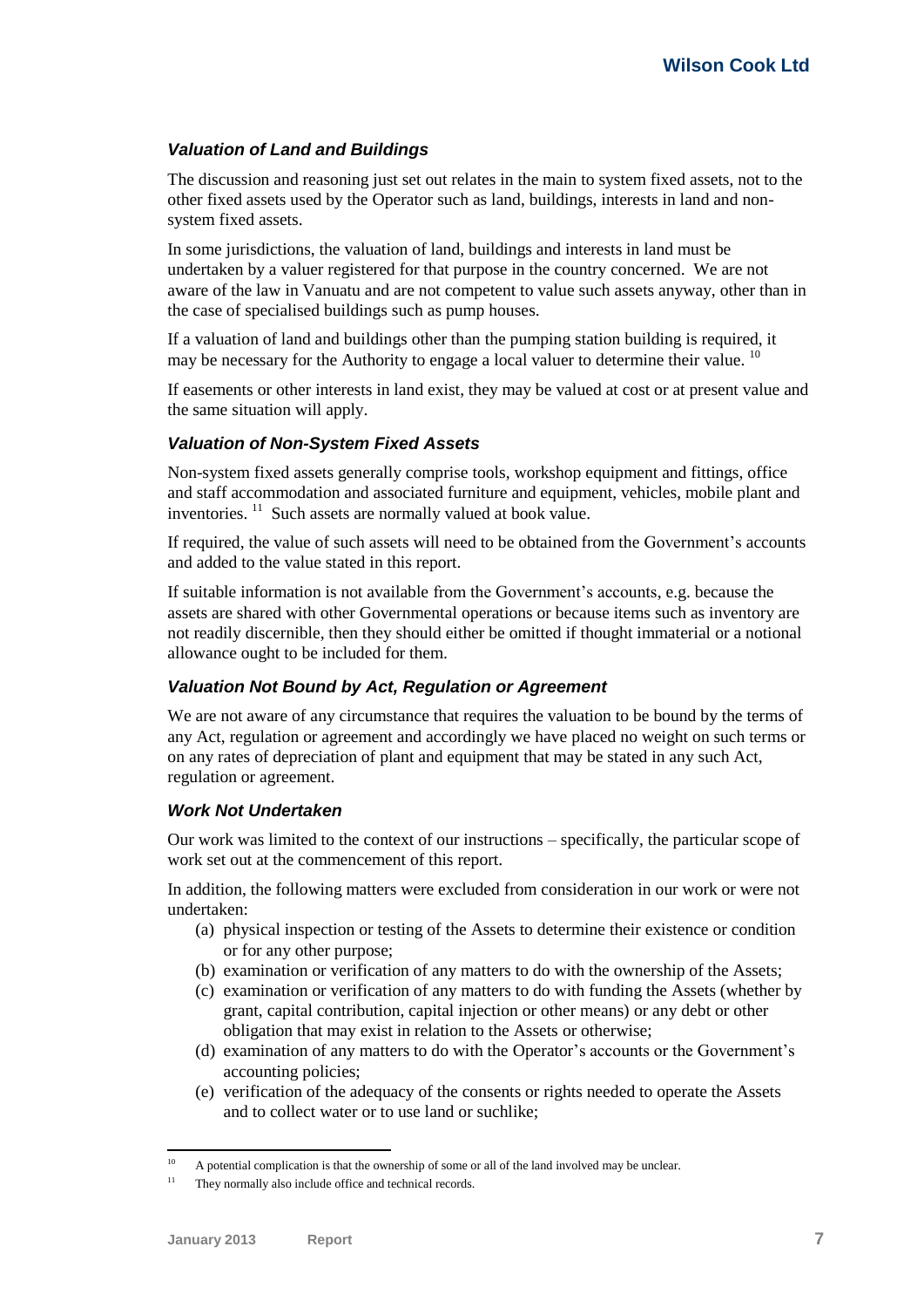### *Valuation of Land and Buildings*

The discussion and reasoning just set out relates in the main to system fixed assets, not to the other fixed assets used by the Operator such as land, buildings, interests in land and non-system fixed assets.

In some jurisdictions, the valuation of land, buildings and interests in land must be undertaken by a valuer registered for that purpose in the country concerned. We are not aware of the law in Vanuatu and are not competent to value such assets anyway, other than in the case of specialised buildings such as pump houses.

If a valuation of land and buildings other than the pumping station building is required, it may be necessary for the Authority to engage a local valuer to determine their value. [10]

If easements or other interests in land exist, they may be valued at cost or at present value and the same situation will apply.

### *Valuation of Non-System Fixed Assets*

Non-system fixed assets generally comprise tools, workshop equipment and fittings, office and staff accommodation and associated furniture and equipment, vehicles, mobile plant and inventories. [11] Such assets are normally valued at book value.

If required, the value of such assets will need to be obtained from the Government's accounts and added to the value stated in this report.

If suitable information is not available from the Government's accounts, e.g. because the assets are shared with other Governmental operations or because items such as inventory are not readily discernible, then they should either be omitted if thought immaterial or a notional allowance ought to be included for them.

### *Valuation Not Bound by Act, Regulation or Agreement*

We are not aware of any circumstance that requires the valuation to be bound by the terms of any Act, regulation or agreement and accordingly we have placed no weight on such terms or on any rates of depreciation of plant and equipment that may be stated in any such Act, regulation or agreement.

### *Work Not Undertaken*

Our work was limited to the context of our instructions – specifically, the particular scope of work set out at the commencement of this report.

In addition, the following matters were excluded from consideration in our work or were not undertaken:

- (a) physical inspection or testing of the Assets to determine their existence or condition or for any other purpose;
- (b) examination or verification of any matters to do with the ownership of the Assets;
- (c) examination or verification of any matters to do with funding the Assets (whether by grant, capital contribution, capital injection or other means) or any debt or other obligation that may exist in relation to the Assets or otherwise;
- (d) examination of any matters to do with the Operator's accounts or the Government's accounting policies;
- (e) verification of the adequacy of the consents or rights needed to operate the Assets and to collect water or to use land or suchlike;

---

[10] A potential complication is that the ownership of some or all of the land involved may be unclear.

[11] They normally also include office and technical records.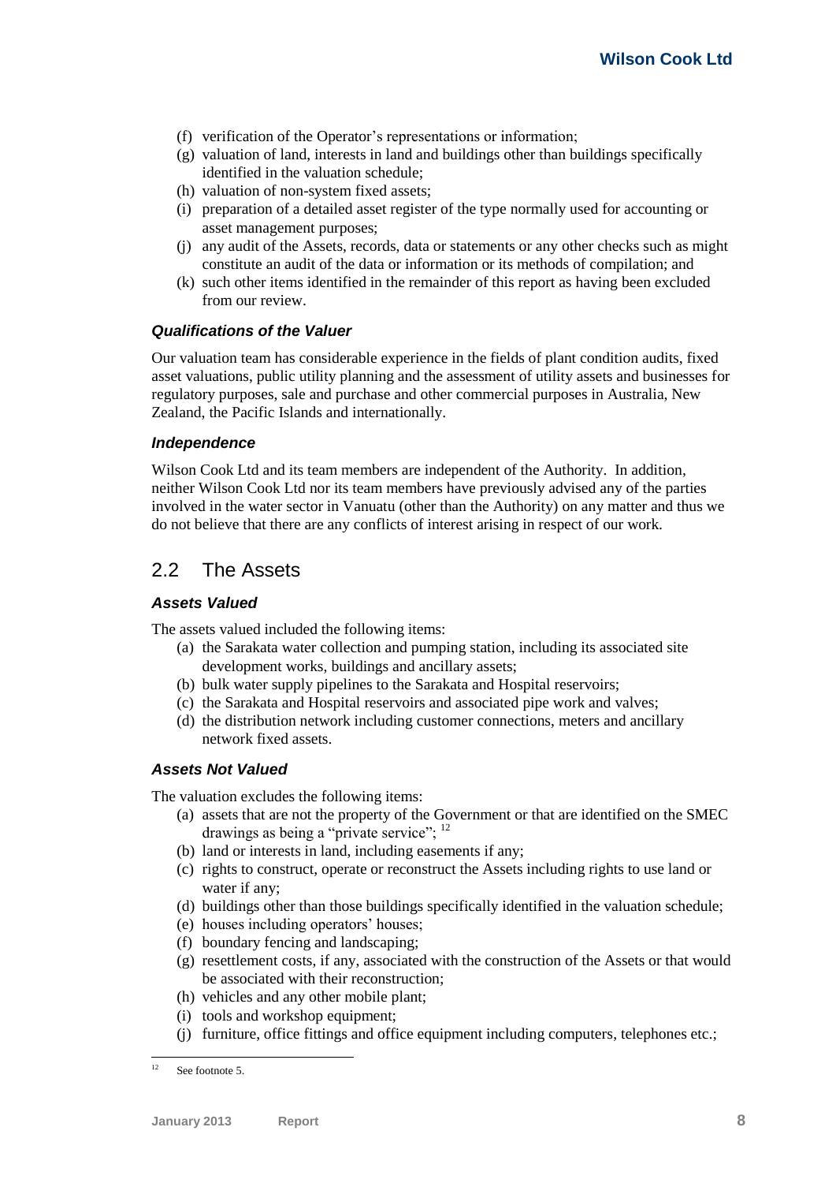(f) verification of the Operator's representations or information;
(g) valuation of land, interests in land and buildings other than buildings specifically identified in the valuation schedule;
(h) valuation of non-system fixed assets;
(i) preparation of a detailed asset register of the type normally used for accounting or asset management purposes;
(j) any audit of the Assets, records, data or statements or any other checks such as might constitute an audit of the data or information or its methods of compilation; and
(k) such other items identified in the remainder of this report as having been excluded from our review.

### *Qualifications of the Valuer*

Our valuation team has considerable experience in the fields of plant condition audits, fixed asset valuations, public utility planning and the assessment of utility assets and businesses for regulatory purposes, sale and purchase and other commercial purposes in Australia, New Zealand, the Pacific Islands and internationally.

### *Independence*

Wilson Cook Ltd and its team members are independent of the Authority. In addition, neither Wilson Cook Ltd nor its team members have previously advised any of the parties involved in the water sector in Vanuatu (other than the Authority) on any matter and thus we do not believe that there are any conflicts of interest arising in respect of our work.

## 2.2 The Assets

### *Assets Valued*

The assets valued included the following items:

(a) the Sarakata water collection and pumping station, including its associated site development works, buildings and ancillary assets;
(b) bulk water supply pipelines to the Sarakata and Hospital reservoirs;
(c) the Sarakata and Hospital reservoirs and associated pipe work and valves;
(d) the distribution network including customer connections, meters and ancillary network fixed assets.

### *Assets Not Valued*

The valuation excludes the following items:

(a) assets that are not the property of the Government or that are identified on the SMEC drawings as being a "private service"; [12]
(b) land or interests in land, including easements if any;
(c) rights to construct, operate or reconstruct the Assets including rights to use land or water if any;
(d) buildings other than those buildings specifically identified in the valuation schedule;
(e) houses including operators' houses;
(f) boundary fencing and landscaping;
(g) resettlement costs, if any, associated with the construction of the Assets or that would be associated with their reconstruction;
(h) vehicles and any other mobile plant;
(i) tools and workshop equipment;
(j) furniture, office fittings and office equipment including computers, telephones etc.;

[12] See footnote 5.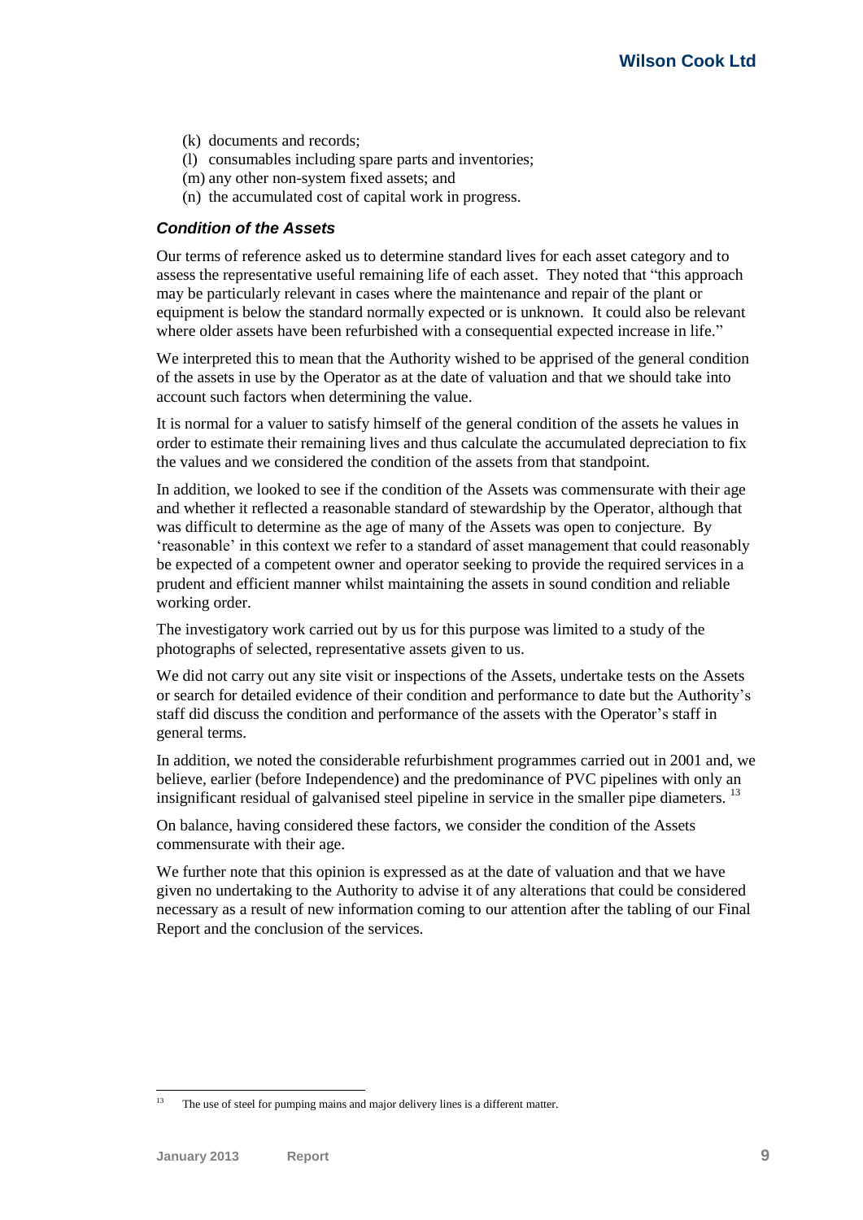(k) documents and records;
(l) consumables including spare parts and inventories;
(m) any other non-system fixed assets; and
(n) the accumulated cost of capital work in progress.

### *Condition of the Assets*

Our terms of reference asked us to determine standard lives for each asset category and to assess the representative useful remaining life of each asset. They noted that "this approach may be particularly relevant in cases where the maintenance and repair of the plant or equipment is below the standard normally expected or is unknown. It could also be relevant where older assets have been refurbished with a consequential expected increase in life."

We interpreted this to mean that the Authority wished to be apprised of the general condition of the assets in use by the Operator as at the date of valuation and that we should take into account such factors when determining the value.

It is normal for a valuer to satisfy himself of the general condition of the assets he values in order to estimate their remaining lives and thus calculate the accumulated depreciation to fix the values and we considered the condition of the assets from that standpoint.

In addition, we looked to see if the condition of the Assets was commensurate with their age and whether it reflected a reasonable standard of stewardship by the Operator, although that was difficult to determine as the age of many of the Assets was open to conjecture. By 'reasonable' in this context we refer to a standard of asset management that could reasonably be expected of a competent owner and operator seeking to provide the required services in a prudent and efficient manner whilst maintaining the assets in sound condition and reliable working order.

The investigatory work carried out by us for this purpose was limited to a study of the photographs of selected, representative assets given to us.

We did not carry out any site visit or inspections of the Assets, undertake tests on the Assets or search for detailed evidence of their condition and performance to date but the Authority's staff did discuss the condition and performance of the assets with the Operator's staff in general terms.

In addition, we noted the considerable refurbishment programmes carried out in 2001 and, we believe, earlier (before Independence) and the predominance of PVC pipelines with only an insignificant residual of galvanised steel pipeline in service in the smaller pipe diameters. [13]

On balance, having considered these factors, we consider the condition of the Assets commensurate with their age.

We further note that this opinion is expressed as at the date of valuation and that we have given no undertaking to the Authority to advise it of any alterations that could be considered necessary as a result of new information coming to our attention after the tabling of our Final Report and the conclusion of the services.

---

[13] The use of steel for pumping mains and major delivery lines is a different matter.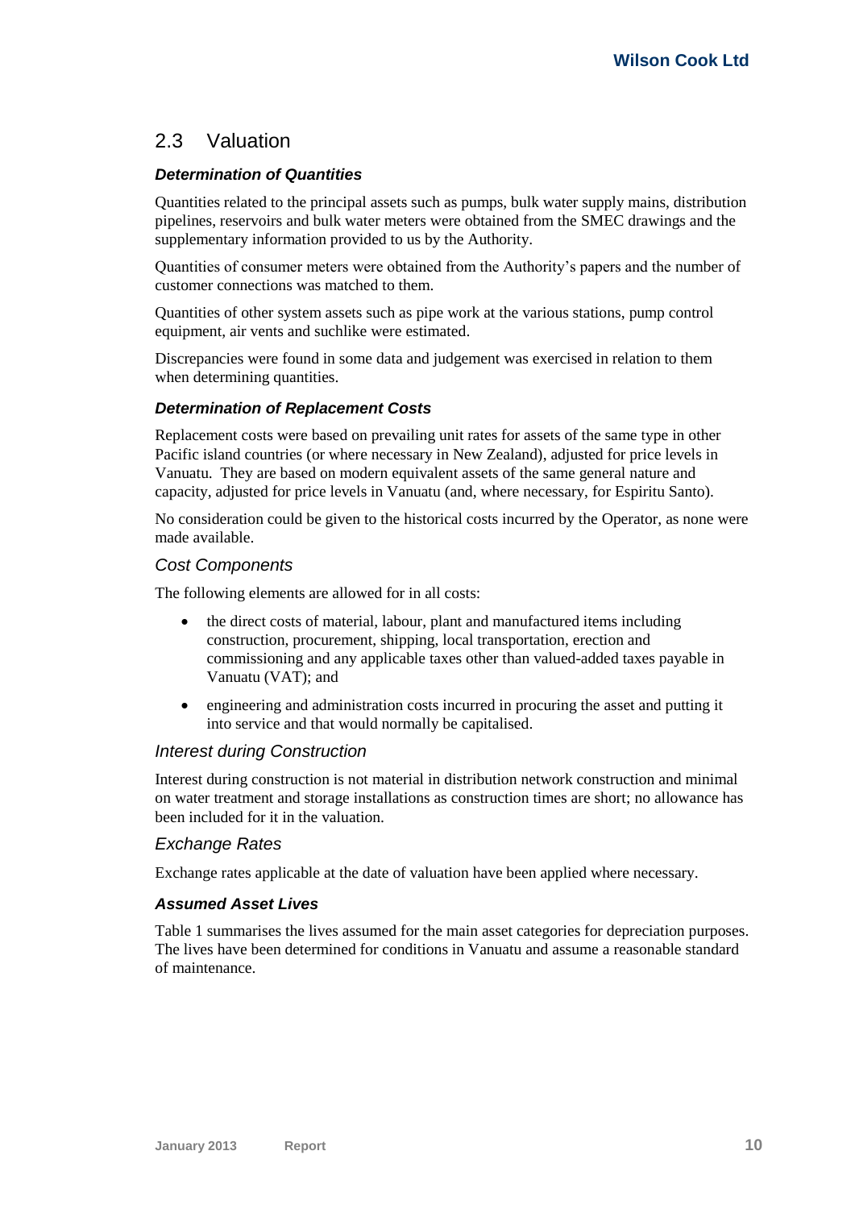## 2.3 Valuation

***Determination of Quantities***

Quantities related to the principal assets such as pumps, bulk water supply mains, distribution pipelines, reservoirs and bulk water meters were obtained from the SMEC drawings and the supplementary information provided to us by the Authority.

Quantities of consumer meters were obtained from the Authority's papers and the number of customer connections was matched to them.

Quantities of other system assets such as pipe work at the various stations, pump control equipment, air vents and suchlike were estimated.

Discrepancies were found in some data and judgement was exercised in relation to them when determining quantities.

***Determination of Replacement Costs***

Replacement costs were based on prevailing unit rates for assets of the same type in other Pacific island countries (or where necessary in New Zealand), adjusted for price levels in Vanuatu. They are based on modern equivalent assets of the same general nature and capacity, adjusted for price levels in Vanuatu (and, where necessary, for Espiritu Santo).

No consideration could be given to the historical costs incurred by the Operator, as none were made available.

*Cost Components*

The following elements are allowed for in all costs:

- the direct costs of material, labour, plant and manufactured items including construction, procurement, shipping, local transportation, erection and commissioning and any applicable taxes other than valued-added taxes payable in Vanuatu (VAT); and
- engineering and administration costs incurred in procuring the asset and putting it into service and that would normally be capitalised.

*Interest during Construction*

Interest during construction is not material in distribution network construction and minimal on water treatment and storage installations as construction times are short; no allowance has been included for it in the valuation.

*Exchange Rates*

Exchange rates applicable at the date of valuation have been applied where necessary.

***Assumed Asset Lives***

Table 1 summarises the lives assumed for the main asset categories for depreciation purposes. The lives have been determined for conditions in Vanuatu and assume a reasonable standard of maintenance.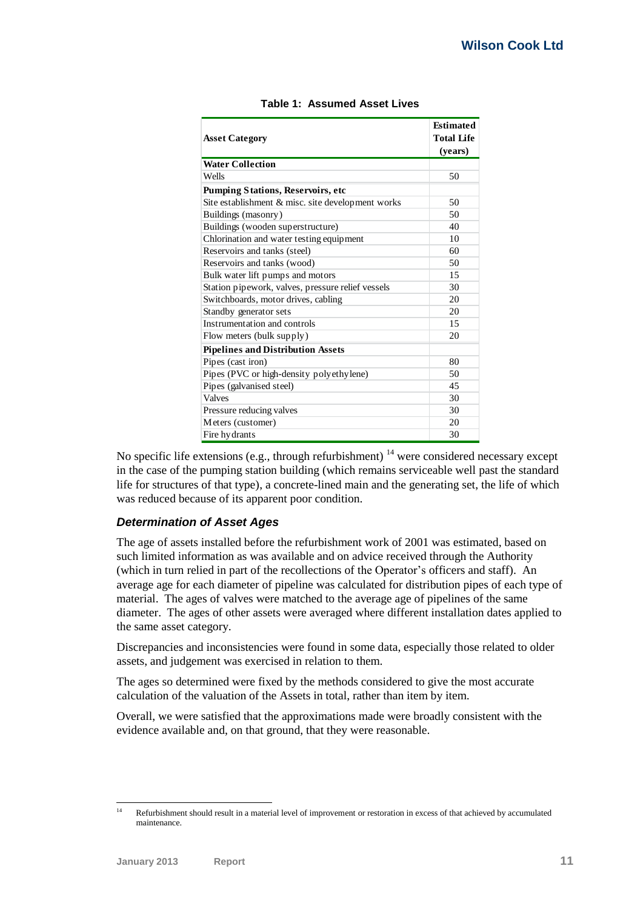**Table 1: Assumed Asset Lives**

| Asset Category | Estimated Total Life (years) |
|---|---|
| **Water Collection** | |
| Wells | 50 |
| **Pumping Stations, Reservoirs, etc** | |
| Site establishment & misc. site development works | 50 |
| Buildings (masonry) | 50 |
| Buildings (wooden superstructure) | 40 |
| Chlorination and water testing equipment | 10 |
| Reservoirs and tanks (steel) | 60 |
| Reservoirs and tanks (wood) | 50 |
| Bulk water lift pumps and motors | 15 |
| Station pipework, valves, pressure relief vessels | 30 |
| Switchboards, motor drives, cabling | 20 |
| Standby generator sets | 20 |
| Instrumentation and controls | 15 |
| Flow meters (bulk supply) | 20 |
| **Pipelines and Distribution Assets** | |
| Pipes (cast iron) | 80 |
| Pipes (PVC or high-density polyethylene) | 50 |
| Pipes (galvanised steel) | 45 |
| Valves | 30 |
| Pressure reducing valves | 30 |
| Meters (customer) | 20 |
| Fire hydrants | 30 |

No specific life extensions (e.g., through refurbishment) [14] were considered necessary except in the case of the pumping station building (which remains serviceable well past the standard life for structures of that type), a concrete-lined main and the generating set, the life of which was reduced because of its apparent poor condition.

### *Determination of Asset Ages*

The age of assets installed before the refurbishment work of 2001 was estimated, based on such limited information as was available and on advice received through the Authority (which in turn relied in part of the recollections of the Operator's officers and staff). An average age for each diameter of pipeline was calculated for distribution pipes of each type of material. The ages of valves were matched to the average age of pipelines of the same diameter. The ages of other assets were averaged where different installation dates applied to the same asset category.

Discrepancies and inconsistencies were found in some data, especially those related to older assets, and judgement was exercised in relation to them.

The ages so determined were fixed by the methods considered to give the most accurate calculation of the valuation of the Assets in total, rather than item by item.

Overall, we were satisfied that the approximations made were broadly consistent with the evidence available and, on that ground, that they were reasonable.

[14] Refurbishment should result in a material level of improvement or restoration in excess of that achieved by accumulated maintenance.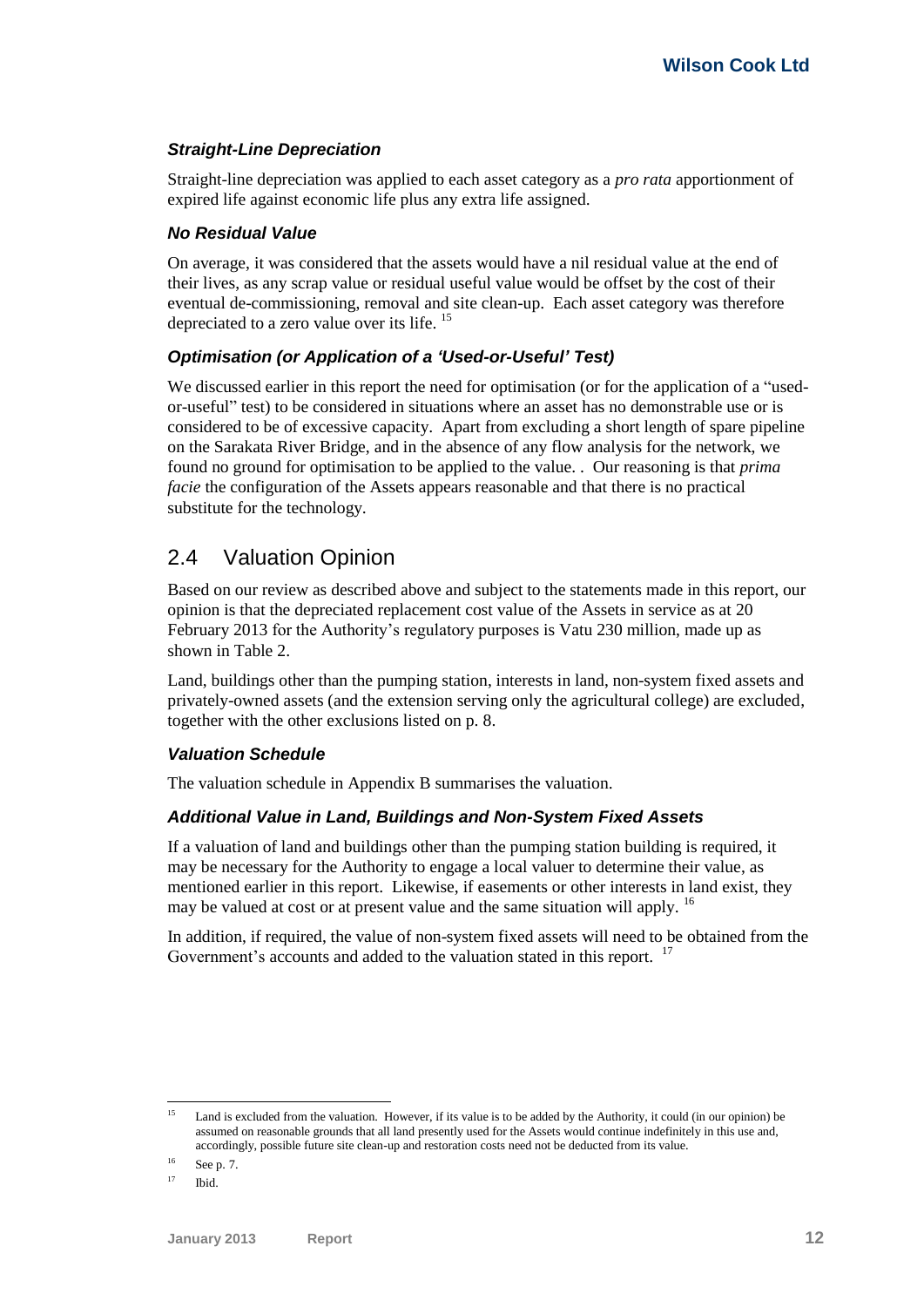### *Straight-Line Depreciation*

Straight-line depreciation was applied to each asset category as a *pro rata* apportionment of expired life against economic life plus any extra life assigned.

### *No Residual Value*

On average, it was considered that the assets would have a nil residual value at the end of their lives, as any scrap value or residual useful value would be offset by the cost of their eventual de-commissioning, removal and site clean-up. Each asset category was therefore depreciated to a zero value over its life. [15]

### *Optimisation (or Application of a 'Used-or-Useful' Test)*

We discussed earlier in this report the need for optimisation (or for the application of a "used-or-useful" test) to be considered in situations where an asset has no demonstrable use or is considered to be of excessive capacity. Apart from excluding a short length of spare pipeline on the Sarakata River Bridge, and in the absence of any flow analysis for the network, we found no ground for optimisation to be applied to the value. . Our reasoning is that *prima facie* the configuration of the Assets appears reasonable and that there is no practical substitute for the technology.

## 2.4 Valuation Opinion

Based on our review as described above and subject to the statements made in this report, our opinion is that the depreciated replacement cost value of the Assets in service as at 20 February 2013 for the Authority's regulatory purposes is Vatu 230 million, made up as shown in Table 2.

Land, buildings other than the pumping station, interests in land, non-system fixed assets and privately-owned assets (and the extension serving only the agricultural college) are excluded, together with the other exclusions listed on p. 8.

### *Valuation Schedule*

The valuation schedule in Appendix B summarises the valuation.

### *Additional Value in Land, Buildings and Non-System Fixed Assets*

If a valuation of land and buildings other than the pumping station building is required, it may be necessary for the Authority to engage a local valuer to determine their value, as mentioned earlier in this report. Likewise, if easements or other interests in land exist, they may be valued at cost or at present value and the same situation will apply. [16]

In addition, if required, the value of non-system fixed assets will need to be obtained from the Government's accounts and added to the valuation stated in this report. [17]

---

[15] Land is excluded from the valuation. However, if its value is to be added by the Authority, it could (in our opinion) be assumed on reasonable grounds that all land presently used for the Assets would continue indefinitely in this use and, accordingly, possible future site clean-up and restoration costs need not be deducted from its value.

[16] See p. 7.

[17] Ibid.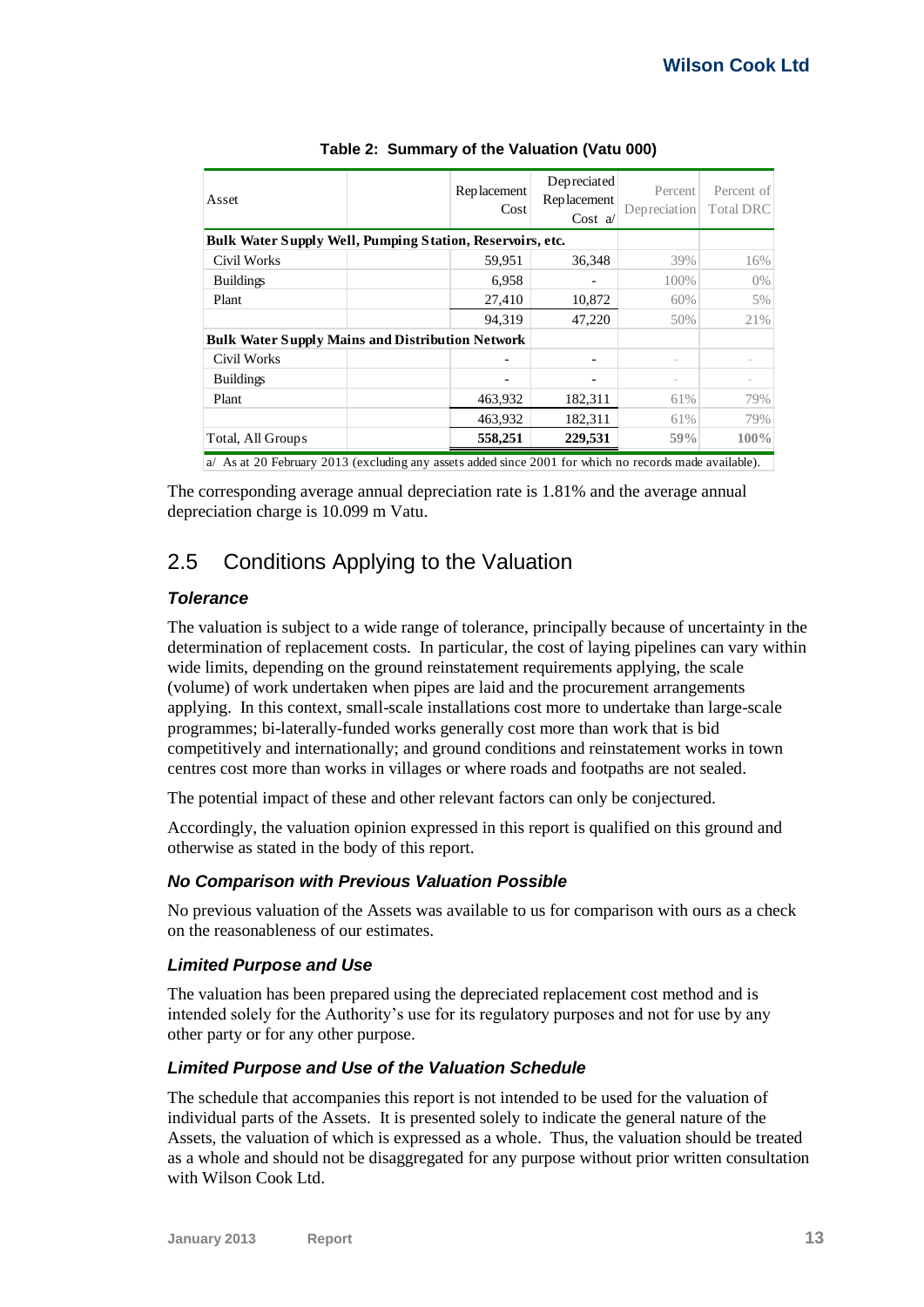**Table 2: Summary of the Valuation (Vatu 000)**

| Asset | | Replacement Cost | Depreciated Replacement Cost a/ | Percent Depreciation | Percent of Total DRC |
|---|---|---|---|---|---|
| **Bulk Water Supply Well, Pumping Station, Reservoirs, etc.** | | | | | |
| Civil Works | | 59,951 | 36,348 | 39% | 16% |
| Buildings | | 6,958 | - | 100% | 0% |
| Plant | | 27,410 | 10,872 | 60% | 5% |
| | | 94,319 | 47,220 | 50% | 21% |
| **Bulk Water Supply Mains and Distribution Network** | | | | | |
| Civil Works | | - | - | - | - |
| Buildings | | - | - | - | - |
| Plant | | 463,932 | 182,311 | 61% | 79% |
| | | 463,932 | 182,311 | 61% | 79% |
| Total, All Groups | | **558,251** | **229,531** | **59%** | **100%** |

a/ As at 20 February 2013 (excluding any assets added since 2001 for which no records made available).

The corresponding average annual depreciation rate is 1.81% and the average annual depreciation charge is 10.099 m Vatu.

## 2.5 Conditions Applying to the Valuation

### *Tolerance*

The valuation is subject to a wide range of tolerance, principally because of uncertainty in the determination of replacement costs. In particular, the cost of laying pipelines can vary within wide limits, depending on the ground reinstatement requirements applying, the scale (volume) of work undertaken when pipes are laid and the procurement arrangements applying. In this context, small-scale installations cost more to undertake than large-scale programmes; bi-laterally-funded works generally cost more than work that is bid competitively and internationally; and ground conditions and reinstatement works in town centres cost more than works in villages or where roads and footpaths are not sealed.

The potential impact of these and other relevant factors can only be conjectured.

Accordingly, the valuation opinion expressed in this report is qualified on this ground and otherwise as stated in the body of this report.

### *No Comparison with Previous Valuation Possible*

No previous valuation of the Assets was available to us for comparison with ours as a check on the reasonableness of our estimates.

### *Limited Purpose and Use*

The valuation has been prepared using the depreciated replacement cost method and is intended solely for the Authority's use for its regulatory purposes and not for use by any other party or for any other purpose.

### *Limited Purpose and Use of the Valuation Schedule*

The schedule that accompanies this report is not intended to be used for the valuation of individual parts of the Assets. It is presented solely to indicate the general nature of the Assets, the valuation of which is expressed as a whole. Thus, the valuation should be treated as a whole and should not be disaggregated for any purpose without prior written consultation with Wilson Cook Ltd.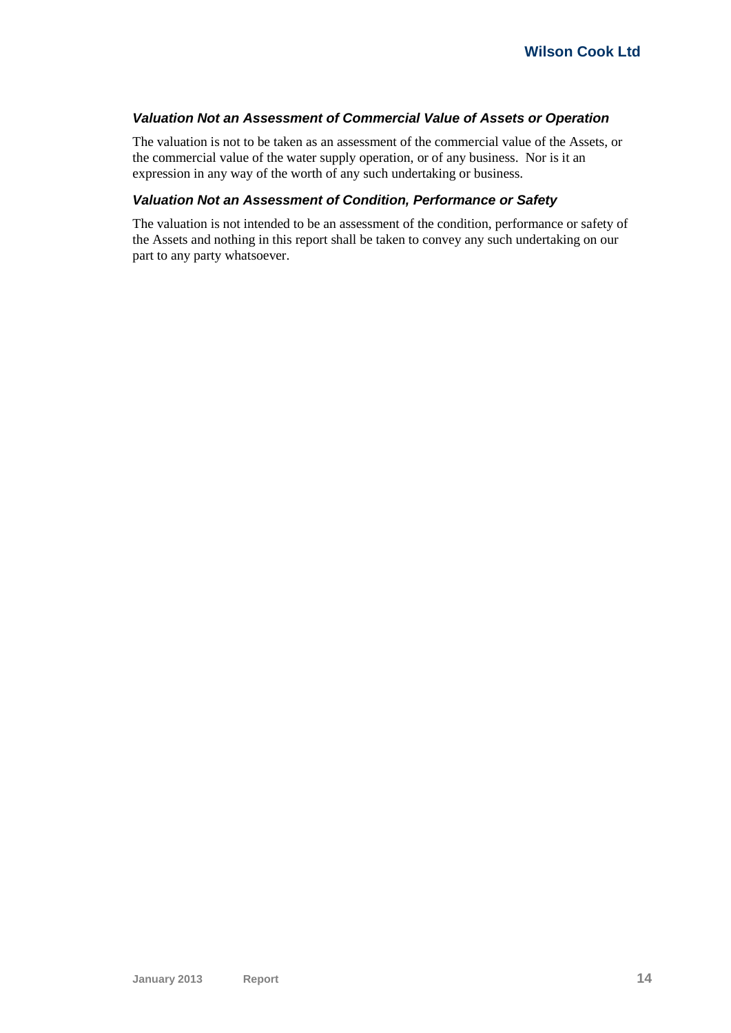### *Valuation Not an Assessment of Commercial Value of Assets or Operation*

The valuation is not to be taken as an assessment of the commercial value of the Assets, or the commercial value of the water supply operation, or of any business. Nor is it an expression in any way of the worth of any such undertaking or business.

### *Valuation Not an Assessment of Condition, Performance or Safety*

The valuation is not intended to be an assessment of the condition, performance or safety of the Assets and nothing in this report shall be taken to convey any such undertaking on our part to any party whatsoever.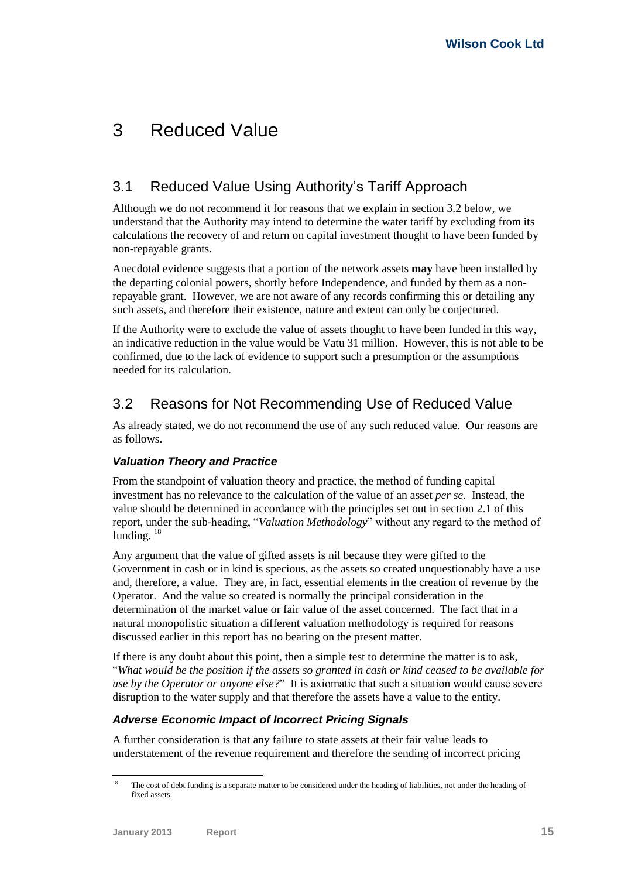# 3 Reduced Value

## 3.1 Reduced Value Using Authority's Tariff Approach

Although we do not recommend it for reasons that we explain in section 3.2 below, we understand that the Authority may intend to determine the water tariff by excluding from its calculations the recovery of and return on capital investment thought to have been funded by non-repayable grants.

Anecdotal evidence suggests that a portion of the network assets **may** have been installed by the departing colonial powers, shortly before Independence, and funded by them as a non-repayable grant. However, we are not aware of any records confirming this or detailing any such assets, and therefore their existence, nature and extent can only be conjectured.

If the Authority were to exclude the value of assets thought to have been funded in this way, an indicative reduction in the value would be Vatu 31 million. However, this is not able to be confirmed, due to the lack of evidence to support such a presumption or the assumptions needed for its calculation.

## 3.2 Reasons for Not Recommending Use of Reduced Value

As already stated, we do not recommend the use of any such reduced value. Our reasons are as follows.

### *Valuation Theory and Practice*

From the standpoint of valuation theory and practice, the method of funding capital investment has no relevance to the calculation of the value of an asset *per se*. Instead, the value should be determined in accordance with the principles set out in section 2.1 of this report, under the sub-heading, "*Valuation Methodology*" without any regard to the method of funding. [18]

Any argument that the value of gifted assets is nil because they were gifted to the Government in cash or in kind is specious, as the assets so created unquestionably have a use and, therefore, a value. They are, in fact, essential elements in the creation of revenue by the Operator. And the value so created is normally the principal consideration in the determination of the market value or fair value of the asset concerned. The fact that in a natural monopolistic situation a different valuation methodology is required for reasons discussed earlier in this report has no bearing on the present matter.

If there is any doubt about this point, then a simple test to determine the matter is to ask, "*What would be the position if the assets so granted in cash or kind ceased to be available for use by the Operator or anyone else?*" It is axiomatic that such a situation would cause severe disruption to the water supply and that therefore the assets have a value to the entity.

### *Adverse Economic Impact of Incorrect Pricing Signals*

A further consideration is that any failure to state assets at their fair value leads to understatement of the revenue requirement and therefore the sending of incorrect pricing

[18] The cost of debt funding is a separate matter to be considered under the heading of liabilities, not under the heading of fixed assets.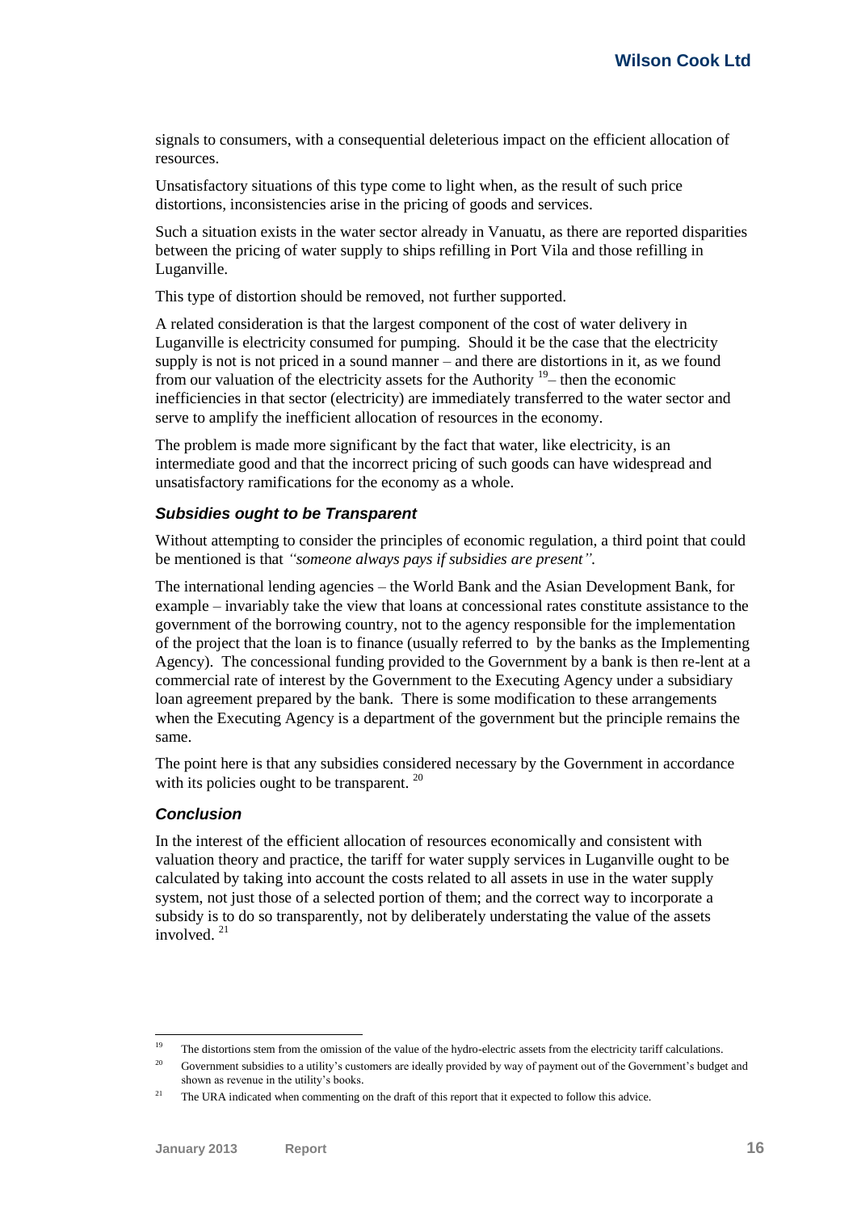signals to consumers, with a consequential deleterious impact on the efficient allocation of resources.

Unsatisfactory situations of this type come to light when, as the result of such price distortions, inconsistencies arise in the pricing of goods and services.

Such a situation exists in the water sector already in Vanuatu, as there are reported disparities between the pricing of water supply to ships refilling in Port Vila and those refilling in Luganville.

This type of distortion should be removed, not further supported.

A related consideration is that the largest component of the cost of water delivery in Luganville is electricity consumed for pumping. Should it be the case that the electricity supply is not is not priced in a sound manner – and there are distortions in it, as we found from our valuation of the electricity assets for the Authority [19]– then the economic inefficiencies in that sector (electricity) are immediately transferred to the water sector and serve to amplify the inefficient allocation of resources in the economy.

The problem is made more significant by the fact that water, like electricity, is an intermediate good and that the incorrect pricing of such goods can have widespread and unsatisfactory ramifications for the economy as a whole.

### *Subsidies ought to be Transparent*

Without attempting to consider the principles of economic regulation, a third point that could be mentioned is that *"someone always pays if subsidies are present"*.

The international lending agencies – the World Bank and the Asian Development Bank, for example – invariably take the view that loans at concessional rates constitute assistance to the government of the borrowing country, not to the agency responsible for the implementation of the project that the loan is to finance (usually referred to by the banks as the Implementing Agency). The concessional funding provided to the Government by a bank is then re-lent at a commercial rate of interest by the Government to the Executing Agency under a subsidiary loan agreement prepared by the bank. There is some modification to these arrangements when the Executing Agency is a department of the government but the principle remains the same.

The point here is that any subsidies considered necessary by the Government in accordance with its policies ought to be transparent. [20]

### *Conclusion*

In the interest of the efficient allocation of resources economically and consistent with valuation theory and practice, the tariff for water supply services in Luganville ought to be calculated by taking into account the costs related to all assets in use in the water supply system, not just those of a selected portion of them; and the correct way to incorporate a subsidy is to do so transparently, not by deliberately understating the value of the assets involved. [21]

---

[19] The distortions stem from the omission of the value of the hydro-electric assets from the electricity tariff calculations.

[20] Government subsidies to a utility's customers are ideally provided by way of payment out of the Government's budget and shown as revenue in the utility's books.

[21] The URA indicated when commenting on the draft of this report that it expected to follow this advice.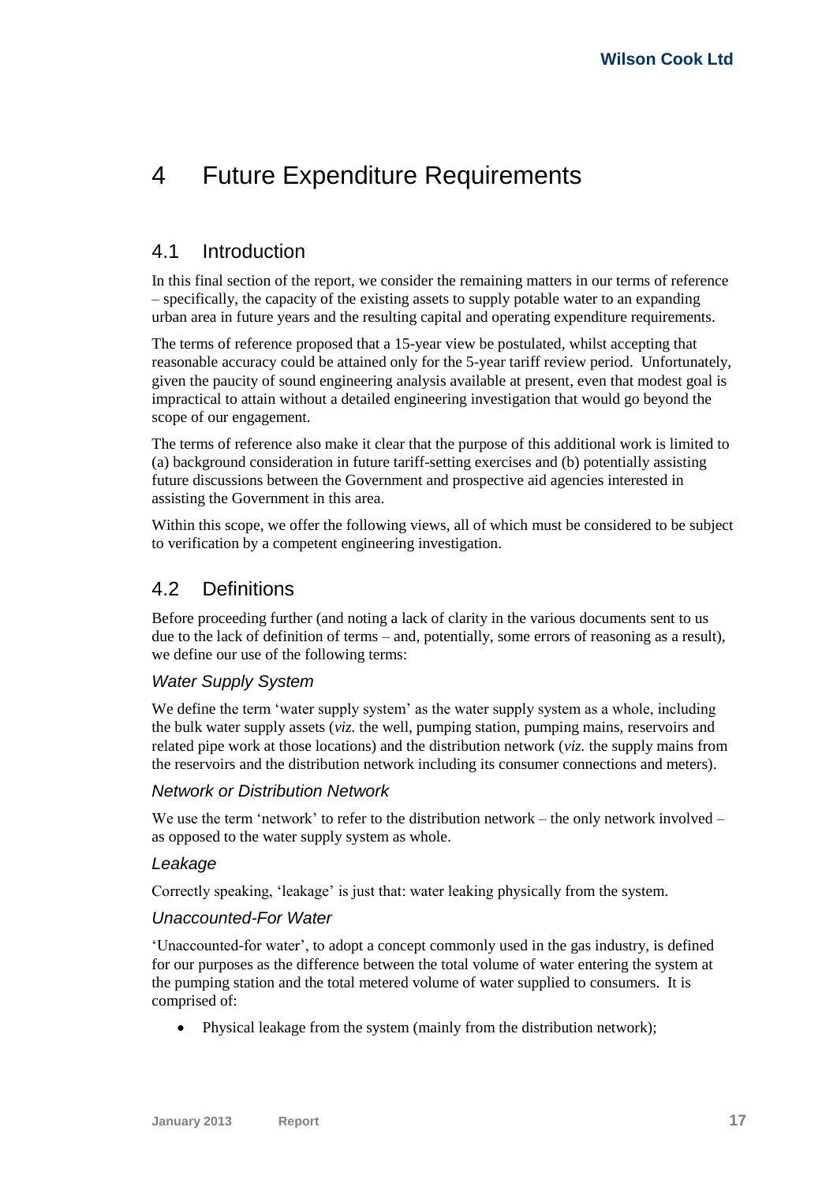# 4 Future Expenditure Requirements

## 4.1 Introduction

In this final section of the report, we consider the remaining matters in our terms of reference – specifically, the capacity of the existing assets to supply potable water to an expanding urban area in future years and the resulting capital and operating expenditure requirements.

The terms of reference proposed that a 15-year view be postulated, whilst accepting that reasonable accuracy could be attained only for the 5-year tariff review period. Unfortunately, given the paucity of sound engineering analysis available at present, even that modest goal is impractical to attain without a detailed engineering investigation that would go beyond the scope of our engagement.

The terms of reference also make it clear that the purpose of this additional work is limited to (a) background consideration in future tariff-setting exercises and (b) potentially assisting future discussions between the Government and prospective aid agencies interested in assisting the Government in this area.

Within this scope, we offer the following views, all of which must be considered to be subject to verification by a competent engineering investigation.

## 4.2 Definitions

Before proceeding further (and noting a lack of clarity in the various documents sent to us due to the lack of definition of terms – and, potentially, some errors of reasoning as a result), we define our use of the following terms:

### *Water Supply System*

We define the term 'water supply system' as the water supply system as a whole, including the bulk water supply assets (*viz.* the well, pumping station, pumping mains, reservoirs and related pipe work at those locations) and the distribution network (*viz.* the supply mains from the reservoirs and the distribution network including its consumer connections and meters).

### *Network or Distribution Network*

We use the term 'network' to refer to the distribution network – the only network involved – as opposed to the water supply system as whole.

### *Leakage*

Correctly speaking, 'leakage' is just that: water leaking physically from the system.

### *Unaccounted-For Water*

'Unaccounted-for water', to adopt a concept commonly used in the gas industry, is defined for our purposes as the difference between the total volume of water entering the system at the pumping station and the total metered volume of water supplied to consumers. It is comprised of:

- Physical leakage from the system (mainly from the distribution network);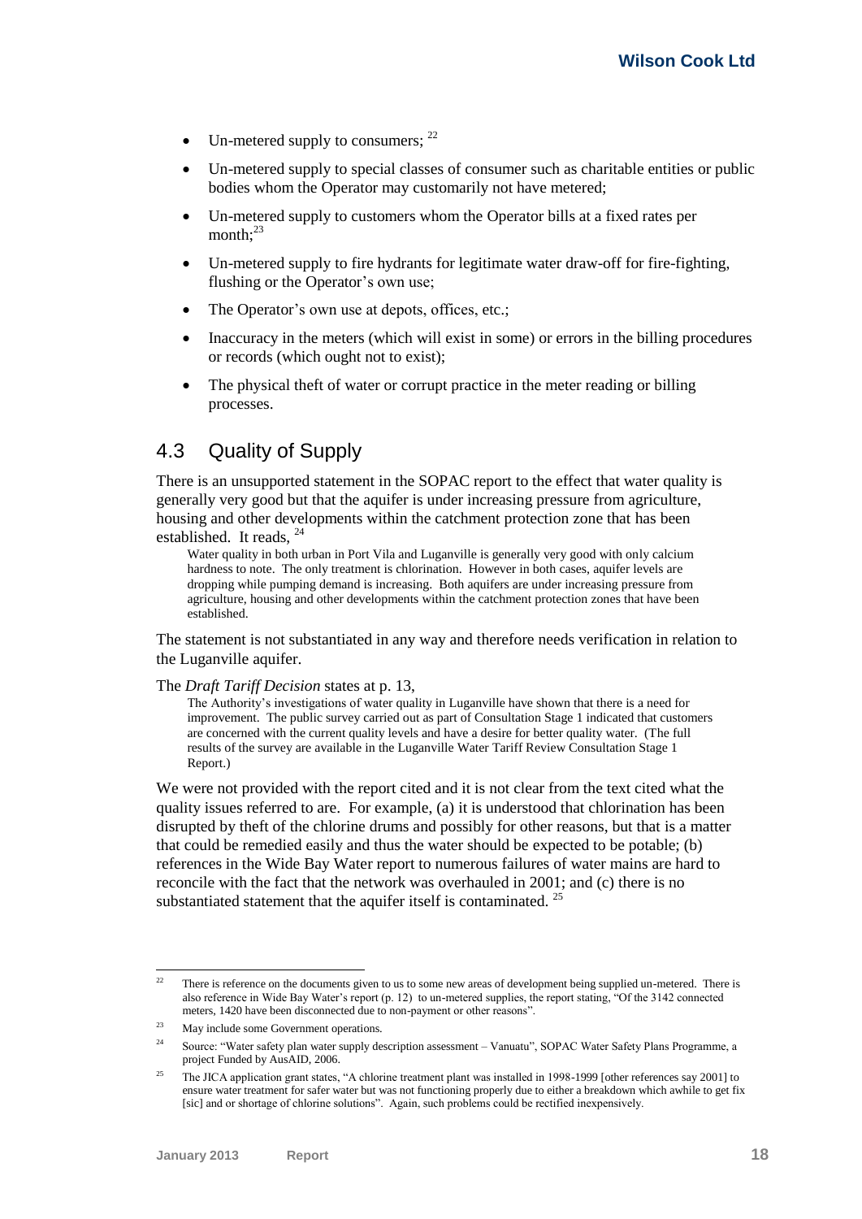- Un-metered supply to consumers; [22]
- Un-metered supply to special classes of consumer such as charitable entities or public bodies whom the Operator may customarily not have metered;
- Un-metered supply to customers whom the Operator bills at a fixed rates per month;[23]
- Un-metered supply to fire hydrants for legitimate water draw-off for fire-fighting, flushing or the Operator's own use;
- The Operator's own use at depots, offices, etc.;
- Inaccuracy in the meters (which will exist in some) or errors in the billing procedures or records (which ought not to exist);
- The physical theft of water or corrupt practice in the meter reading or billing processes.

## 4.3 Quality of Supply

There is an unsupported statement in the SOPAC report to the effect that water quality is generally very good but that the aquifer is under increasing pressure from agriculture, housing and other developments within the catchment protection zone that has been established. It reads, [24]

> Water quality in both urban in Port Vila and Luganville is generally very good with only calcium hardness to note. The only treatment is chlorination. However in both cases, aquifer levels are dropping while pumping demand is increasing. Both aquifers are under increasing pressure from agriculture, housing and other developments within the catchment protection zones that have been established.

The statement is not substantiated in any way and therefore needs verification in relation to the Luganville aquifer.

The *Draft Tariff Decision* states at p. 13,

> The Authority's investigations of water quality in Luganville have shown that there is a need for improvement. The public survey carried out as part of Consultation Stage 1 indicated that customers are concerned with the current quality levels and have a desire for better quality water. (The full results of the survey are available in the Luganville Water Tariff Review Consultation Stage 1 Report.)

We were not provided with the report cited and it is not clear from the text cited what the quality issues referred to are. For example, (a) it is understood that chlorination has been disrupted by theft of the chlorine drums and possibly for other reasons, but that is a matter that could be remedied easily and thus the water should be expected to be potable; (b) references in the Wide Bay Water report to numerous failures of water mains are hard to reconcile with the fact that the network was overhauled in 2001; and (c) there is no substantiated statement that the aquifer itself is contaminated. [25]

---

[22] There is reference on the documents given to us to some new areas of development being supplied un-metered. There is also reference in Wide Bay Water's report (p. 12) to un-metered supplies, the report stating, "Of the 3142 connected meters, 1420 have been disconnected due to non-payment or other reasons".

[23] May include some Government operations.

[24] Source: "Water safety plan water supply description assessment – Vanuatu", SOPAC Water Safety Plans Programme, a project Funded by AusAID, 2006.

[25] The JICA application grant states, "A chlorine treatment plant was installed in 1998-1999 [other references say 2001] to ensure water treatment for safer water but was not functioning properly due to either a breakdown which awhile to get fix [sic] and or shortage of chlorine solutions". Again, such problems could be rectified inexpensively.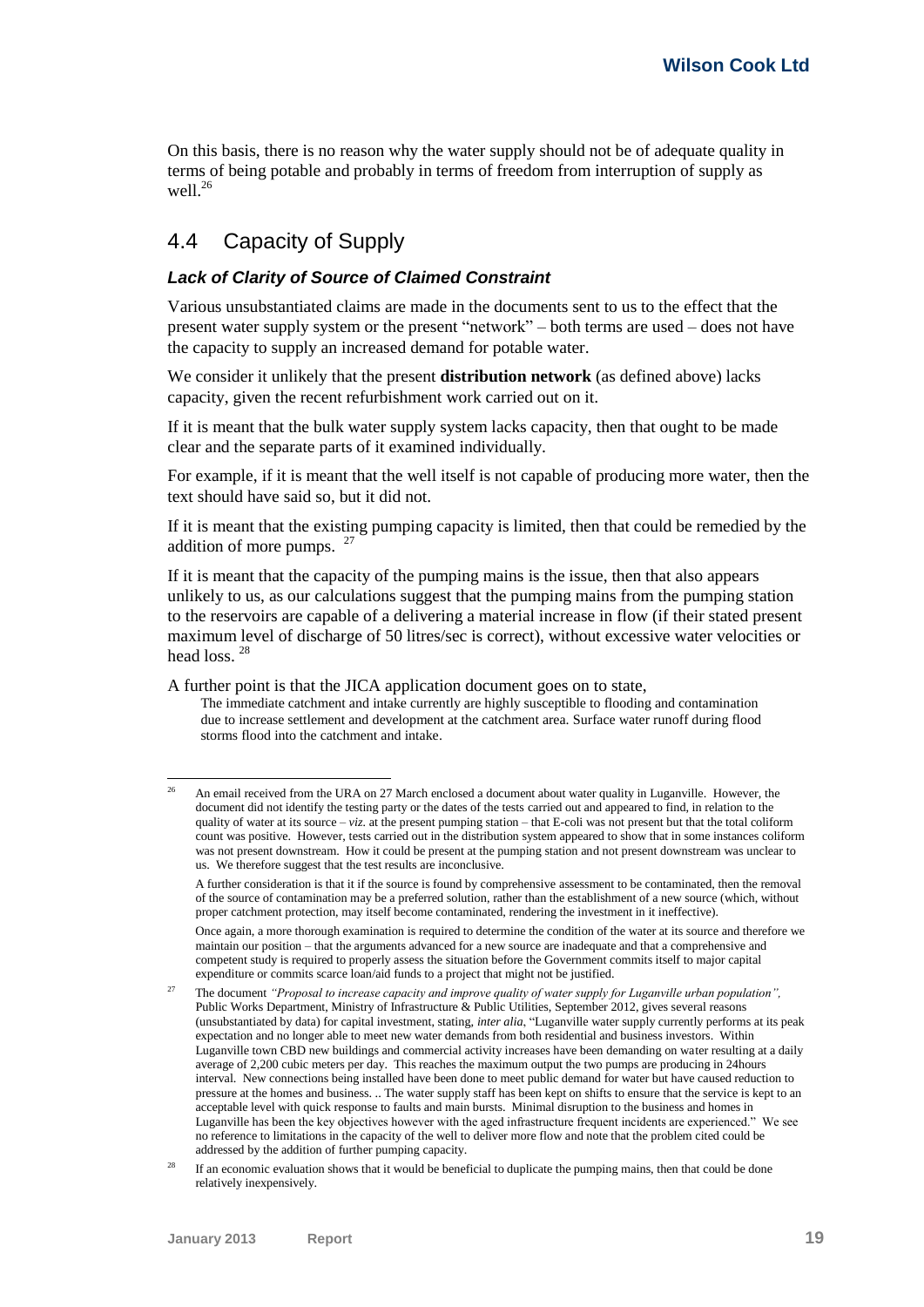On this basis, there is no reason why the water supply should not be of adequate quality in terms of being potable and probably in terms of freedom from interruption of supply as well.[26]

## 4.4 Capacity of Supply

### *Lack of Clarity of Source of Claimed Constraint*

Various unsubstantiated claims are made in the documents sent to us to the effect that the present water supply system or the present "network" – both terms are used – does not have the capacity to supply an increased demand for potable water.

We consider it unlikely that the present **distribution network** (as defined above) lacks capacity, given the recent refurbishment work carried out on it.

If it is meant that the bulk water supply system lacks capacity, then that ought to be made clear and the separate parts of it examined individually.

For example, if it is meant that the well itself is not capable of producing more water, then the text should have said so, but it did not.

If it is meant that the existing pumping capacity is limited, then that could be remedied by the addition of more pumps.[27]

If it is meant that the capacity of the pumping mains is the issue, then that also appears unlikely to us, as our calculations suggest that the pumping mains from the pumping station to the reservoirs are capable of a delivering a material increase in flow (if their stated present maximum level of discharge of 50 litres/sec is correct), without excessive water velocities or head loss.[28]

A further point is that the JICA application document goes on to state,

> The immediate catchment and intake currently are highly susceptible to flooding and contamination due to increase settlement and development at the catchment area. Surface water runoff during flood storms flood into the catchment and intake.

---

[26] An email received from the URA on 27 March enclosed a document about water quality in Luganville. However, the document did not identify the testing party or the dates of the tests carried out and appeared to find, in relation to the quality of water at its source – *viz.* at the present pumping station – that E-coli was not present but that the total coliform count was positive. However, tests carried out in the distribution system appeared to show that in some instances coliform was not present downstream. How it could be present at the pumping station and not present downstream was unclear to us. We therefore suggest that the test results are inconclusive.

A further consideration is that it if the source is found by comprehensive assessment to be contaminated, then the removal of the source of contamination may be a preferred solution, rather than the establishment of a new source (which, without proper catchment protection, may itself become contaminated, rendering the investment in it ineffective).

Once again, a more thorough examination is required to determine the condition of the water at its source and therefore we maintain our position – that the arguments advanced for a new source are inadequate and that a comprehensive and competent study is required to properly assess the situation before the Government commits itself to major capital expenditure or commits scarce loan/aid funds to a project that might not be justified.

[27] The document *"Proposal to increase capacity and improve quality of water supply for Luganville urban population"*, Public Works Department, Ministry of Infrastructure & Public Utilities, September 2012, gives several reasons (unsubstantiated by data) for capital investment, stating, *inter alia*, "Luganville water supply currently performs at its peak expectation and no longer able to meet new water demands from both residential and business investors. Within Luganville town CBD new buildings and commercial activity increases have been demanding on water resulting at a daily average of 2,200 cubic meters per day. This reaches the maximum output the two pumps are producing in 24hours interval. New connections being installed have been done to meet public demand for water but have caused reduction to pressure at the homes and business. .. The water supply staff has been kept on shifts to ensure that the service is kept to an acceptable level with quick response to faults and main bursts. Minimal disruption to the business and homes in Luganville has been the key objectives however with the aged infrastructure frequent incidents are experienced." We see no reference to limitations in the capacity of the well to deliver more flow and note that the problem cited could be addressed by the addition of further pumping capacity.

[28] If an economic evaluation shows that it would be beneficial to duplicate the pumping mains, then that could be done relatively inexpensively.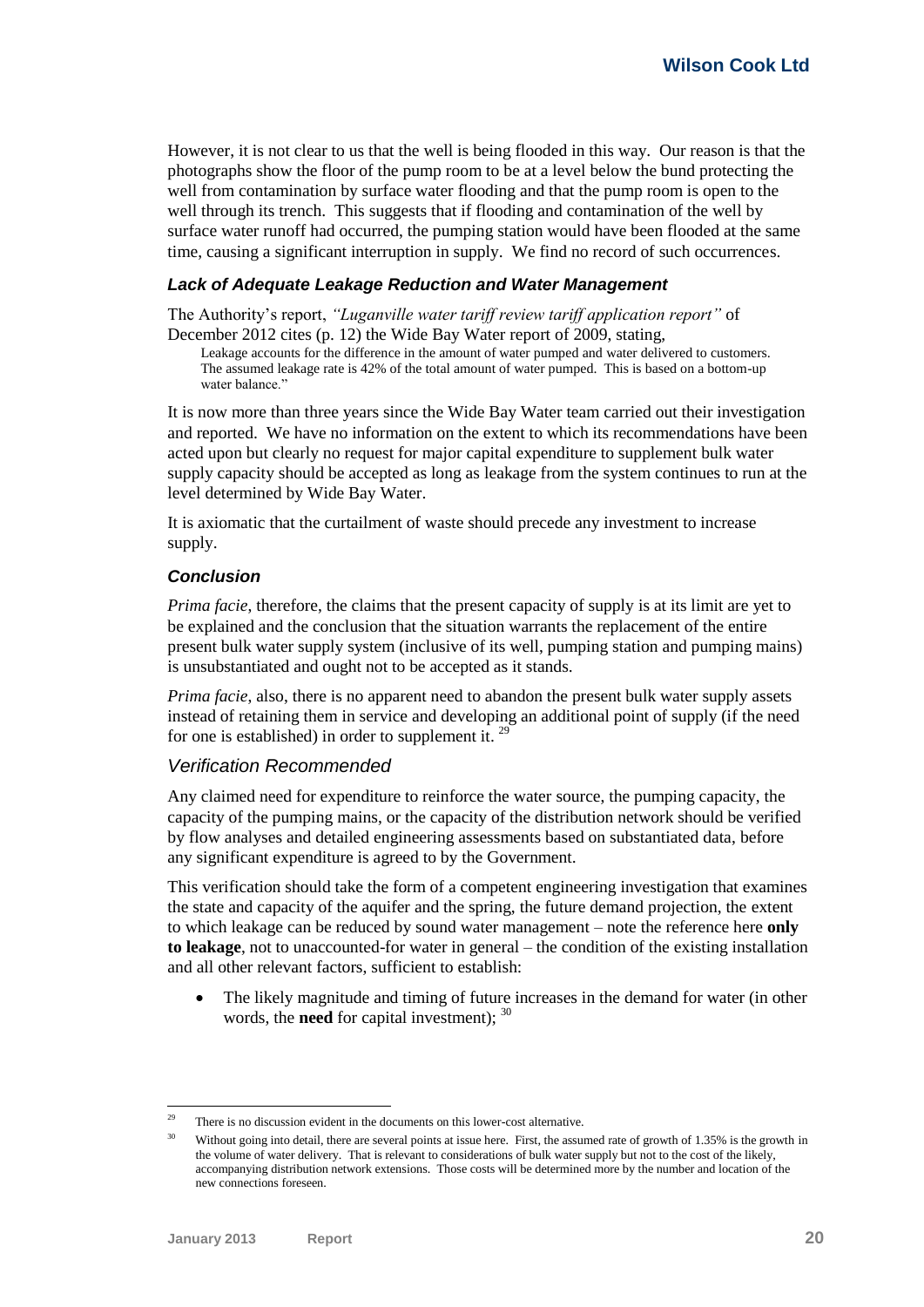However, it is not clear to us that the well is being flooded in this way. Our reason is that the photographs show the floor of the pump room to be at a level below the bund protecting the well from contamination by surface water flooding and that the pump room is open to the well through its trench. This suggests that if flooding and contamination of the well by surface water runoff had occurred, the pumping station would have been flooded at the same time, causing a significant interruption in supply. We find no record of such occurrences.

### *Lack of Adequate Leakage Reduction and Water Management*

The Authority's report, *"Luganville water tariff review tariff application report"* of December 2012 cites (p. 12) the Wide Bay Water report of 2009, stating,

> Leakage accounts for the difference in the amount of water pumped and water delivered to customers. The assumed leakage rate is 42% of the total amount of water pumped. This is based on a bottom-up water balance."

It is now more than three years since the Wide Bay Water team carried out their investigation and reported. We have no information on the extent to which its recommendations have been acted upon but clearly no request for major capital expenditure to supplement bulk water supply capacity should be accepted as long as leakage from the system continues to run at the level determined by Wide Bay Water.

It is axiomatic that the curtailment of waste should precede any investment to increase supply.

### *Conclusion*

*Prima facie*, therefore, the claims that the present capacity of supply is at its limit are yet to be explained and the conclusion that the situation warrants the replacement of the entire present bulk water supply system (inclusive of its well, pumping station and pumping mains) is unsubstantiated and ought not to be accepted as it stands.

*Prima facie*, also, there is no apparent need to abandon the present bulk water supply assets instead of retaining them in service and developing an additional point of supply (if the need for one is established) in order to supplement it. [29]

### *Verification Recommended*

Any claimed need for expenditure to reinforce the water source, the pumping capacity, the capacity of the pumping mains, or the capacity of the distribution network should be verified by flow analyses and detailed engineering assessments based on substantiated data, before any significant expenditure is agreed to by the Government.

This verification should take the form of a competent engineering investigation that examines the state and capacity of the aquifer and the spring, the future demand projection, the extent to which leakage can be reduced by sound water management – note the reference here **only to leakage**, not to unaccounted-for water in general – the condition of the existing installation and all other relevant factors, sufficient to establish:

- The likely magnitude and timing of future increases in the demand for water (in other words, the **need** for capital investment); [30]

---

[29] There is no discussion evident in the documents on this lower-cost alternative.

[30] Without going into detail, there are several points at issue here. First, the assumed rate of growth of 1.35% is the growth in the volume of water delivery. That is relevant to considerations of bulk water supply but not to the cost of the likely, accompanying distribution network extensions. Those costs will be determined more by the number and location of the new connections foreseen.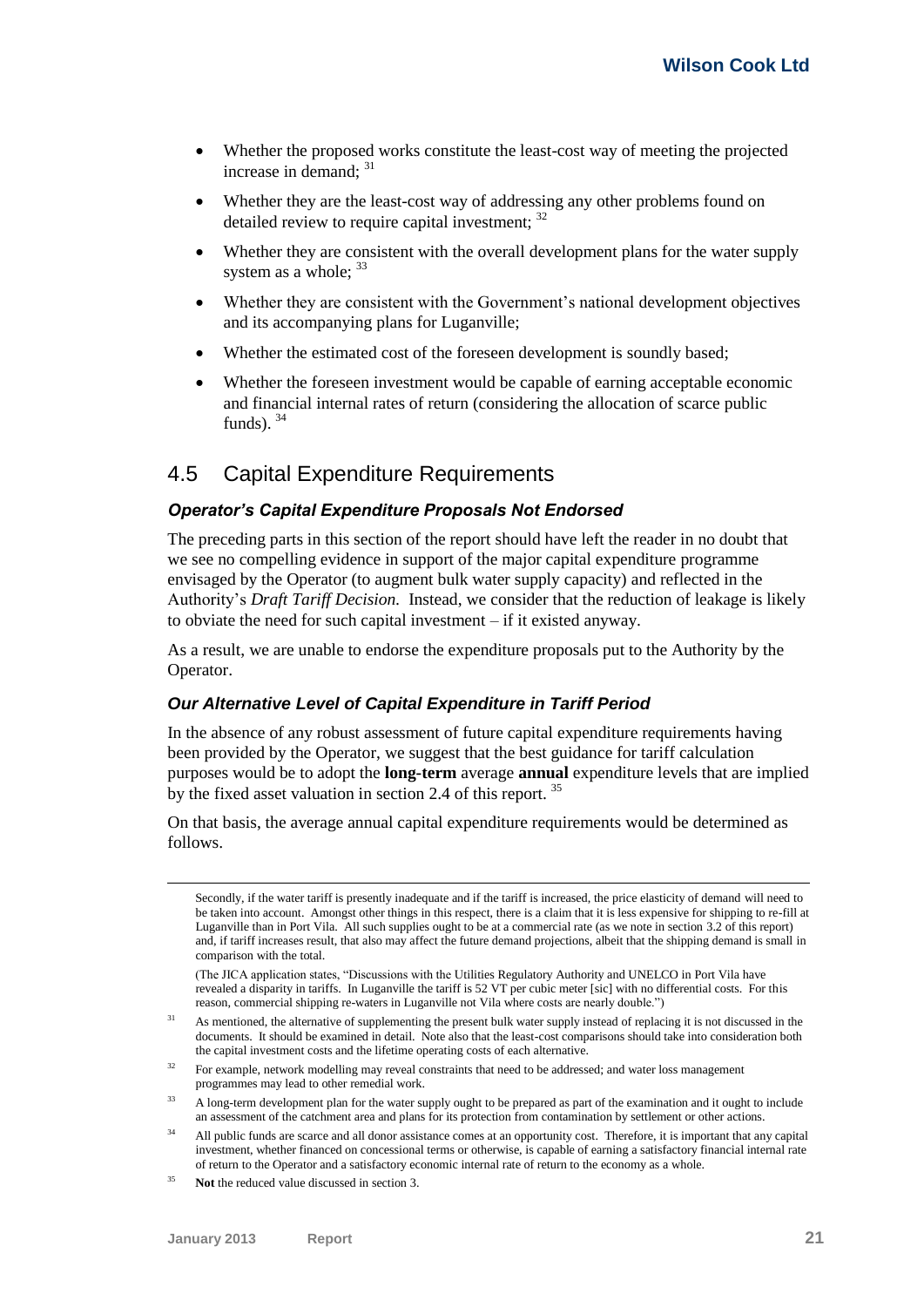- Whether the proposed works constitute the least-cost way of meeting the projected increase in demand; [31]
- Whether they are the least-cost way of addressing any other problems found on detailed review to require capital investment; [32]
- Whether they are consistent with the overall development plans for the water supply system as a whole; [33]
- Whether they are consistent with the Government's national development objectives and its accompanying plans for Luganville;
- Whether the estimated cost of the foreseen development is soundly based;
- Whether the foreseen investment would be capable of earning acceptable economic and financial internal rates of return (considering the allocation of scarce public funds). [34]

## 4.5 Capital Expenditure Requirements

### *Operator's Capital Expenditure Proposals Not Endorsed*

The preceding parts in this section of the report should have left the reader in no doubt that we see no compelling evidence in support of the major capital expenditure programme envisaged by the Operator (to augment bulk water supply capacity) and reflected in the Authority's *Draft Tariff Decision.* Instead, we consider that the reduction of leakage is likely to obviate the need for such capital investment – if it existed anyway.

As a result, we are unable to endorse the expenditure proposals put to the Authority by the Operator.

### *Our Alternative Level of Capital Expenditure in Tariff Period*

In the absence of any robust assessment of future capital expenditure requirements having been provided by the Operator, we suggest that the best guidance for tariff calculation purposes would be to adopt the **long-term** average **annual** expenditure levels that are implied by the fixed asset valuation in section 2.4 of this report. [35]

On that basis, the average annual capital expenditure requirements would be determined as follows.

---

Secondly, if the water tariff is presently inadequate and if the tariff is increased, the price elasticity of demand will need to be taken into account. Amongst other things in this respect, there is a claim that it is less expensive for shipping to re-fill at Luganville than in Port Vila. All such supplies ought to be at a commercial rate (as we note in section 3.2 of this report) and, if tariff increases result, that also may affect the future demand projections, albeit that the shipping demand is small in comparison with the total.

(The JICA application states, "Discussions with the Utilities Regulatory Authority and UNELCO in Port Vila have revealed a disparity in tariffs. In Luganville the tariff is 52 VT per cubic meter [sic] with no differential costs. For this reason, commercial shipping re-waters in Luganville not Vila where costs are nearly double.")

[31] As mentioned, the alternative of supplementing the present bulk water supply instead of replacing it is not discussed in the documents. It should be examined in detail. Note also that the least-cost comparisons should take into consideration both the capital investment costs and the lifetime operating costs of each alternative.

[32] For example, network modelling may reveal constraints that need to be addressed; and water loss management programmes may lead to other remedial work.

[33] A long-term development plan for the water supply ought to be prepared as part of the examination and it ought to include an assessment of the catchment area and plans for its protection from contamination by settlement or other actions.

[34] All public funds are scarce and all donor assistance comes at an opportunity cost. Therefore, it is important that any capital investment, whether financed on concessional terms or otherwise, is capable of earning a satisfactory financial internal rate of return to the Operator and a satisfactory economic internal rate of return to the economy as a whole.

[35] **Not** the reduced value discussed in section 3.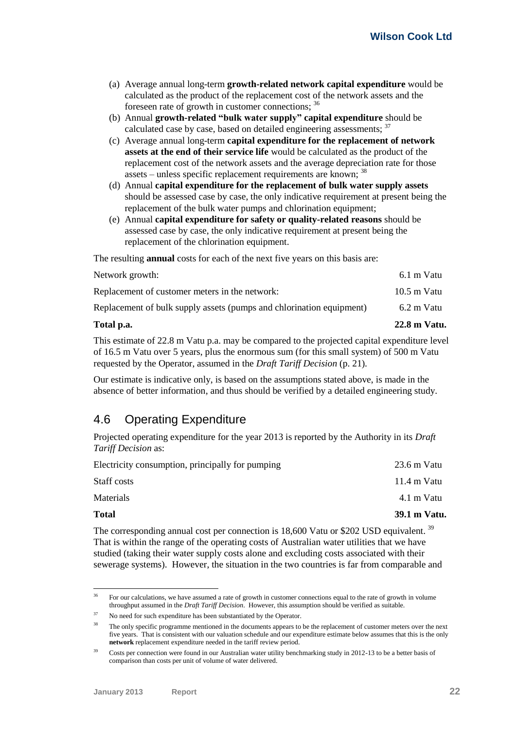(a) Average annual long-term **growth-related network capital expenditure** would be calculated as the product of the replacement cost of the network assets and the foreseen rate of growth in customer connections; [36]

(b) Annual **growth-related "bulk water supply" capital expenditure** should be calculated case by case, based on detailed engineering assessments; [37]

(c) Average annual long-term **capital expenditure for the replacement of network assets at the end of their service life** would be calculated as the product of the replacement cost of the network assets and the average depreciation rate for those assets – unless specific replacement requirements are known; [38]

(d) Annual **capital expenditure for the replacement of bulk water supply assets** should be assessed case by case, the only indicative requirement at present being the replacement of the bulk water pumps and chlorination equipment;

(e) Annual **capital expenditure for safety or quality-related reasons** should be assessed case by case, the only indicative requirement at present being the replacement of the chlorination equipment.

The resulting **annual** costs for each of the next five years on this basis are:

| | |
|---|---|
| Network growth: | 6.1 m Vatu |
| Replacement of customer meters in the network: | 10.5 m Vatu |
| Replacement of bulk supply assets (pumps and chlorination equipment) | 6.2 m Vatu |
| **Total p.a.** | **22.8 m Vatu.** |

This estimate of 22.8 m Vatu p.a. may be compared to the projected capital expenditure level of 16.5 m Vatu over 5 years, plus the enormous sum (for this small system) of 500 m Vatu requested by the Operator, assumed in the *Draft Tariff Decision* (p. 21).

Our estimate is indicative only, is based on the assumptions stated above, is made in the absence of better information, and thus should be verified by a detailed engineering study.

## 4.6 Operating Expenditure

Projected operating expenditure for the year 2013 is reported by the Authority in its *Draft Tariff Decision* as:

| | |
|---|---|
| Electricity consumption, principally for pumping | 23.6 m Vatu |
| Staff costs | 11.4 m Vatu |
| Materials | 4.1 m Vatu |
| **Total** | **39.1 m Vatu.** |

The corresponding annual cost per connection is 18,600 Vatu or \$202 USD equivalent. [39] That is within the range of the operating costs of Australian water utilities that we have studied (taking their water supply costs alone and excluding costs associated with their sewerage systems). However, the situation in the two countries is far from comparable and

---

[36] For our calculations, we have assumed a rate of growth in customer connections equal to the rate of growth in volume throughput assumed in the *Draft Tariff Decision*. However, this assumption should be verified as suitable.

[37] No need for such expenditure has been substantiated by the Operator.

[38] The only specific programme mentioned in the documents appears to be the replacement of customer meters over the next five years. That is consistent with our valuation schedule and our expenditure estimate below assumes that this is the only **network** replacement expenditure needed in the tariff review period.

[39] Costs per connection were found in our Australian water utility benchmarking study in 2012-13 to be a better basis of comparison than costs per unit of volume of water delivered.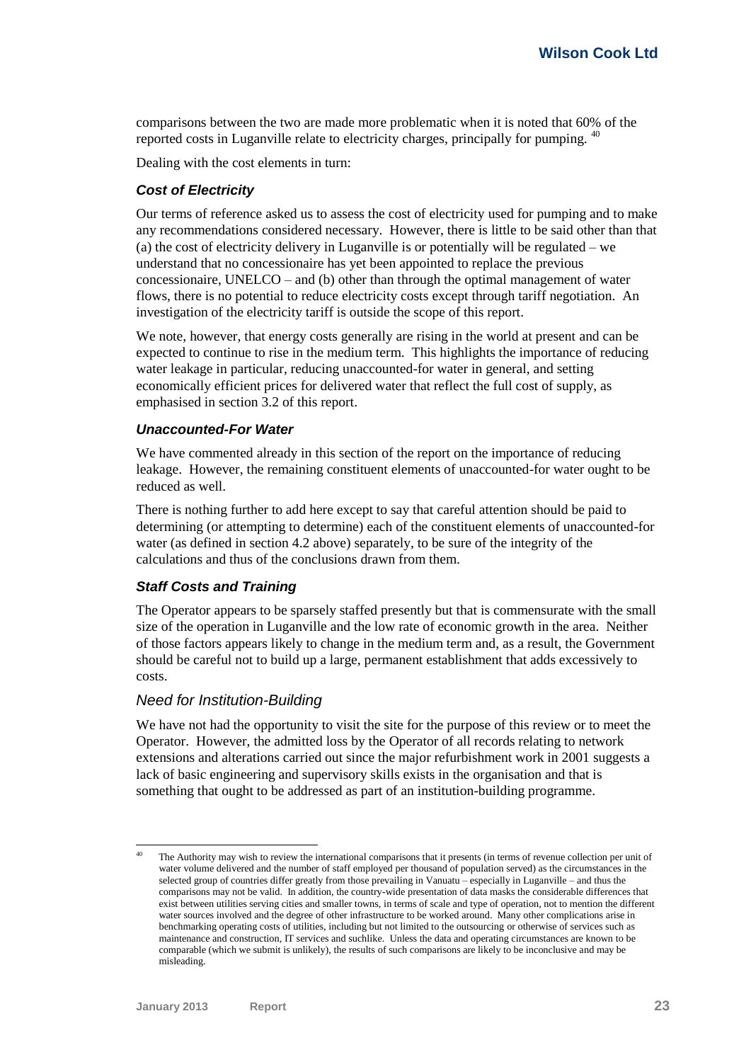comparisons between the two are made more problematic when it is noted that 60% of the reported costs in Luganville relate to electricity charges, principally for pumping. [40]

Dealing with the cost elements in turn:

### *Cost of Electricity*

Our terms of reference asked us to assess the cost of electricity used for pumping and to make any recommendations considered necessary. However, there is little to be said other than that (a) the cost of electricity delivery in Luganville is or potentially will be regulated – we understand that no concessionaire has yet been appointed to replace the previous concessionaire, UNELCO – and (b) other than through the optimal management of water flows, there is no potential to reduce electricity costs except through tariff negotiation. An investigation of the electricity tariff is outside the scope of this report.

We note, however, that energy costs generally are rising in the world at present and can be expected to continue to rise in the medium term. This highlights the importance of reducing water leakage in particular, reducing unaccounted-for water in general, and setting economically efficient prices for delivered water that reflect the full cost of supply, as emphasised in section 3.2 of this report.

### *Unaccounted-For Water*

We have commented already in this section of the report on the importance of reducing leakage. However, the remaining constituent elements of unaccounted-for water ought to be reduced as well.

There is nothing further to add here except to say that careful attention should be paid to determining (or attempting to determine) each of the constituent elements of unaccounted-for water (as defined in section 4.2 above) separately, to be sure of the integrity of the calculations and thus of the conclusions drawn from them.

### *Staff Costs and Training*

The Operator appears to be sparsely staffed presently but that is commensurate with the small size of the operation in Luganville and the low rate of economic growth in the area. Neither of those factors appears likely to change in the medium term and, as a result, the Government should be careful not to build up a large, permanent establishment that adds excessively to costs.

### *Need for Institution-Building*

We have not had the opportunity to visit the site for the purpose of this review or to meet the Operator. However, the admitted loss by the Operator of all records relating to network extensions and alterations carried out since the major refurbishment work in 2001 suggests a lack of basic engineering and supervisory skills exists in the organisation and that is something that ought to be addressed as part of an institution-building programme.

---

[40] The Authority may wish to review the international comparisons that it presents (in terms of revenue collection per unit of water volume delivered and the number of staff employed per thousand of population served) as the circumstances in the selected group of countries differ greatly from those prevailing in Vanuatu – especially in Luganville – and thus the comparisons may not be valid. In addition, the country-wide presentation of data masks the considerable differences that exist between utilities serving cities and smaller towns, in terms of scale and type of operation, not to mention the different water sources involved and the degree of other infrastructure to be worked around. Many other complications arise in benchmarking operating costs of utilities, including but not limited to the outsourcing or otherwise of services such as maintenance and construction, IT services and suchlike. Unless the data and operating circumstances are known to be comparable (which we submit is unlikely), the results of such comparisons are likely to be inconclusive and may be misleading.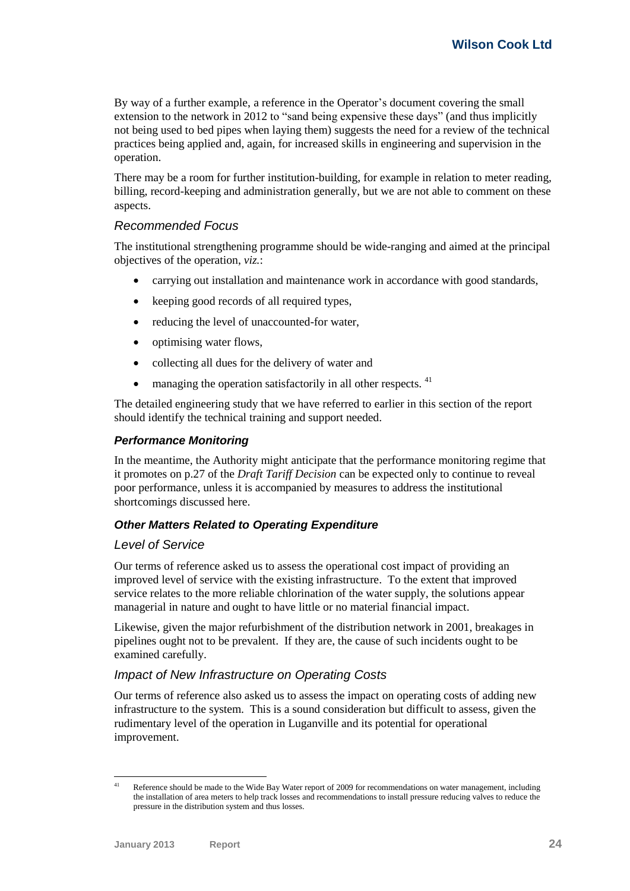By way of a further example, a reference in the Operator's document covering the small extension to the network in 2012 to "sand being expensive these days" (and thus implicitly not being used to bed pipes when laying them) suggests the need for a review of the technical practices being applied and, again, for increased skills in engineering and supervision in the operation.

There may be a room for further institution-building, for example in relation to meter reading, billing, record-keeping and administration generally, but we are not able to comment on these aspects.

### *Recommended Focus*

The institutional strengthening programme should be wide-ranging and aimed at the principal objectives of the operation, *viz.*:

- carrying out installation and maintenance work in accordance with good standards,
- keeping good records of all required types,
- reducing the level of unaccounted-for water,
- optimising water flows,
- collecting all dues for the delivery of water and
- managing the operation satisfactorily in all other respects. [41]

The detailed engineering study that we have referred to earlier in this section of the report should identify the technical training and support needed.

### ***Performance Monitoring***

In the meantime, the Authority might anticipate that the performance monitoring regime that it promotes on p.27 of the *Draft Tariff Decision* can be expected only to continue to reveal poor performance, unless it is accompanied by measures to address the institutional shortcomings discussed here.

### ***Other Matters Related to Operating Expenditure***

### *Level of Service*

Our terms of reference asked us to assess the operational cost impact of providing an improved level of service with the existing infrastructure. To the extent that improved service relates to the more reliable chlorination of the water supply, the solutions appear managerial in nature and ought to have little or no material financial impact.

Likewise, given the major refurbishment of the distribution network in 2001, breakages in pipelines ought not to be prevalent. If they are, the cause of such incidents ought to be examined carefully.

### *Impact of New Infrastructure on Operating Costs*

Our terms of reference also asked us to assess the impact on operating costs of adding new infrastructure to the system. This is a sound consideration but difficult to assess, given the rudimentary level of the operation in Luganville and its potential for operational improvement.

[41] Reference should be made to the Wide Bay Water report of 2009 for recommendations on water management, including the installation of area meters to help track losses and recommendations to install pressure reducing valves to reduce the pressure in the distribution system and thus losses.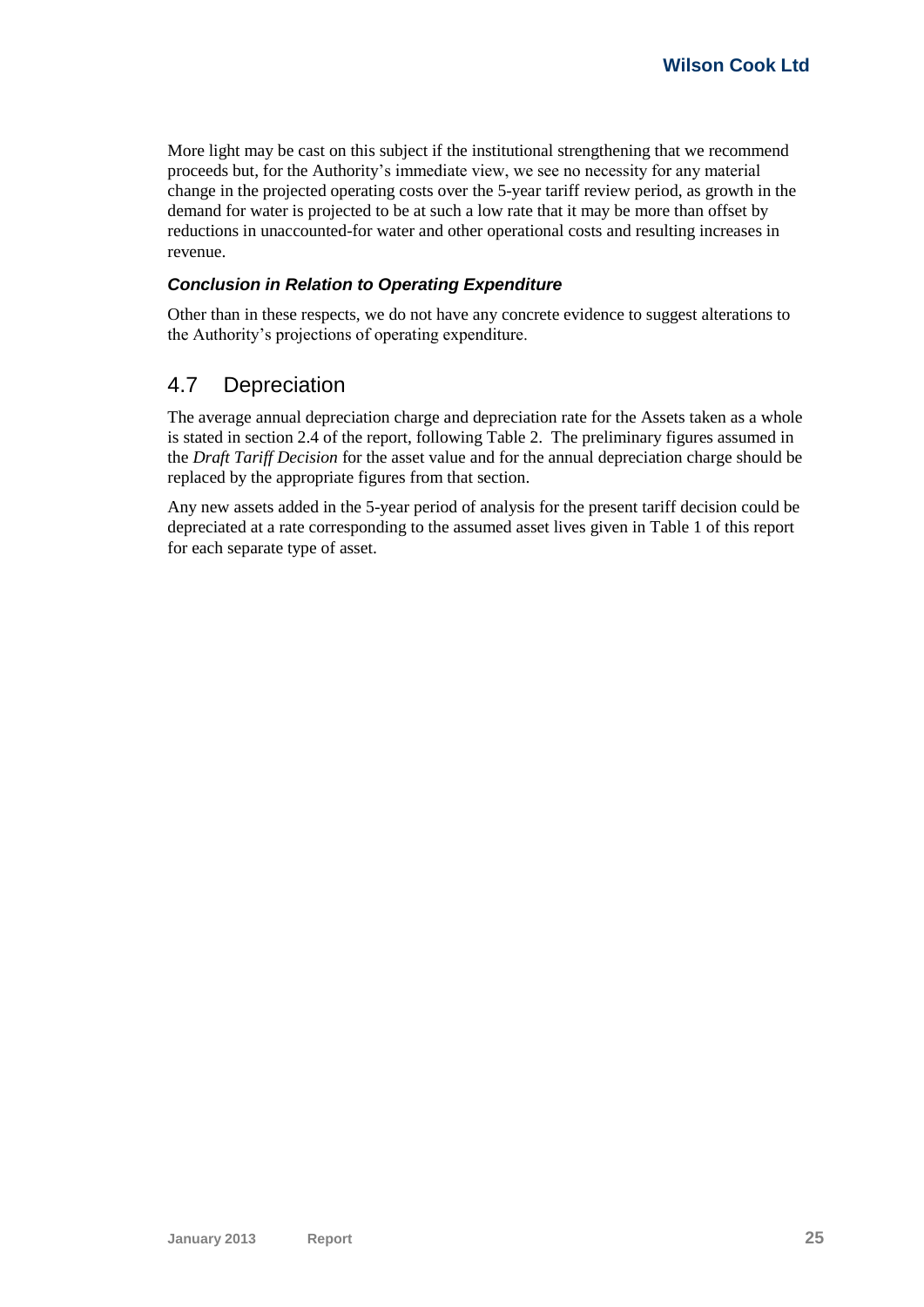More light may be cast on this subject if the institutional strengthening that we recommend proceeds but, for the Authority's immediate view, we see no necessity for any material change in the projected operating costs over the 5-year tariff review period, as growth in the demand for water is projected to be at such a low rate that it may be more than offset by reductions in unaccounted-for water and other operational costs and resulting increases in revenue.

### *Conclusion in Relation to Operating Expenditure*

Other than in these respects, we do not have any concrete evidence to suggest alterations to the Authority's projections of operating expenditure.

## 4.7 Depreciation

The average annual depreciation charge and depreciation rate for the Assets taken as a whole is stated in section 2.4 of the report, following Table 2. The preliminary figures assumed in the *Draft Tariff Decision* for the asset value and for the annual depreciation charge should be replaced by the appropriate figures from that section.

Any new assets added in the 5-year period of analysis for the present tariff decision could be depreciated at a rate corresponding to the assumed asset lives given in Table 1 of this report for each separate type of asset.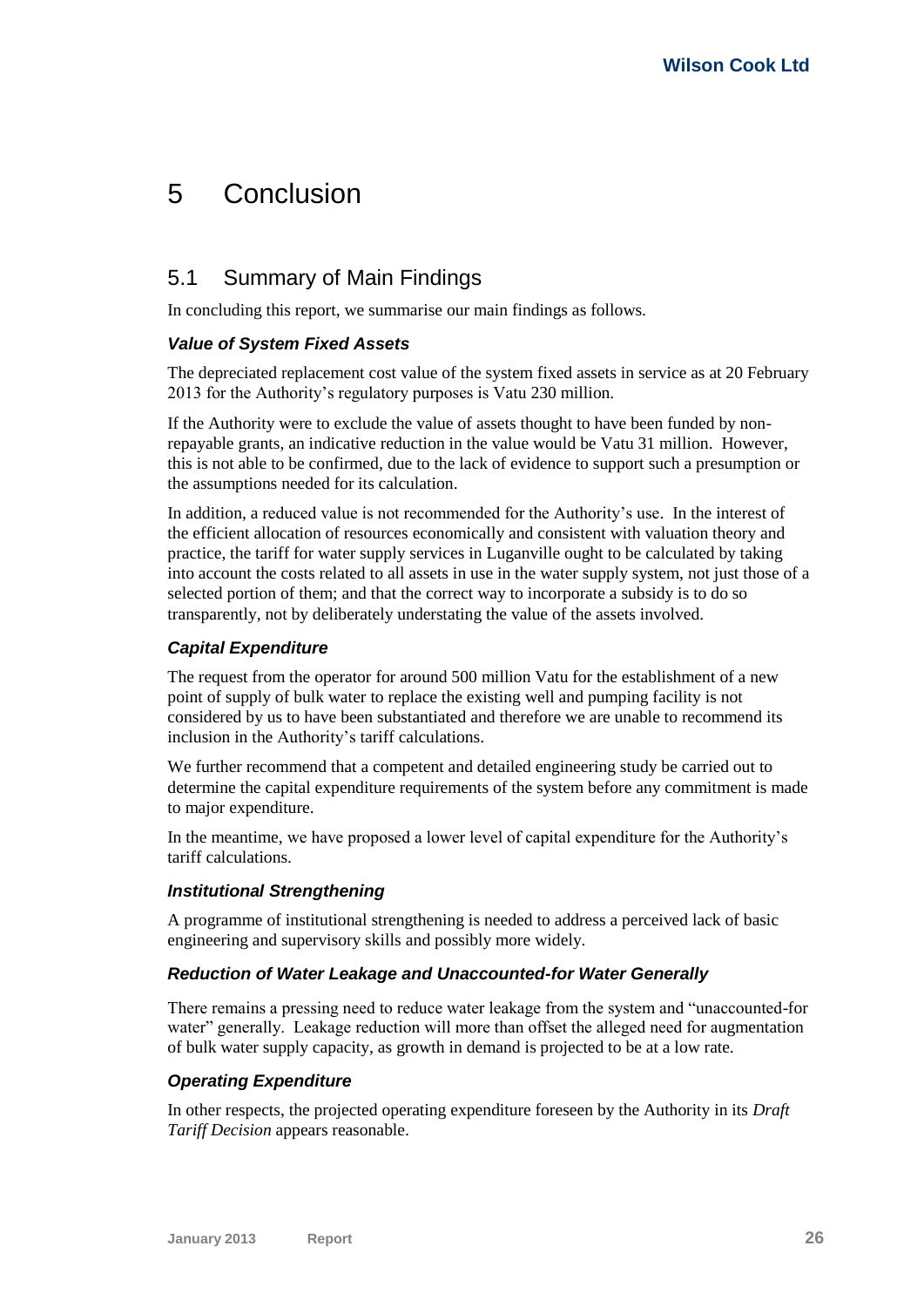# 5 Conclusion

## 5.1 Summary of Main Findings

In concluding this report, we summarise our main findings as follows.

### *Value of System Fixed Assets*

The depreciated replacement cost value of the system fixed assets in service as at 20 February 2013 for the Authority's regulatory purposes is Vatu 230 million.

If the Authority were to exclude the value of assets thought to have been funded by non-repayable grants, an indicative reduction in the value would be Vatu 31 million. However, this is not able to be confirmed, due to the lack of evidence to support such a presumption or the assumptions needed for its calculation.

In addition, a reduced value is not recommended for the Authority's use. In the interest of the efficient allocation of resources economically and consistent with valuation theory and practice, the tariff for water supply services in Luganville ought to be calculated by taking into account the costs related to all assets in use in the water supply system, not just those of a selected portion of them; and that the correct way to incorporate a subsidy is to do so transparently, not by deliberately understating the value of the assets involved.

### *Capital Expenditure*

The request from the operator for around 500 million Vatu for the establishment of a new point of supply of bulk water to replace the existing well and pumping facility is not considered by us to have been substantiated and therefore we are unable to recommend its inclusion in the Authority's tariff calculations.

We further recommend that a competent and detailed engineering study be carried out to determine the capital expenditure requirements of the system before any commitment is made to major expenditure.

In the meantime, we have proposed a lower level of capital expenditure for the Authority's tariff calculations.

### *Institutional Strengthening*

A programme of institutional strengthening is needed to address a perceived lack of basic engineering and supervisory skills and possibly more widely.

### *Reduction of Water Leakage and Unaccounted-for Water Generally*

There remains a pressing need to reduce water leakage from the system and "unaccounted-for water" generally. Leakage reduction will more than offset the alleged need for augmentation of bulk water supply capacity, as growth in demand is projected to be at a low rate.

### *Operating Expenditure*

In other respects, the projected operating expenditure foreseen by the Authority in its *Draft Tariff Decision* appears reasonable.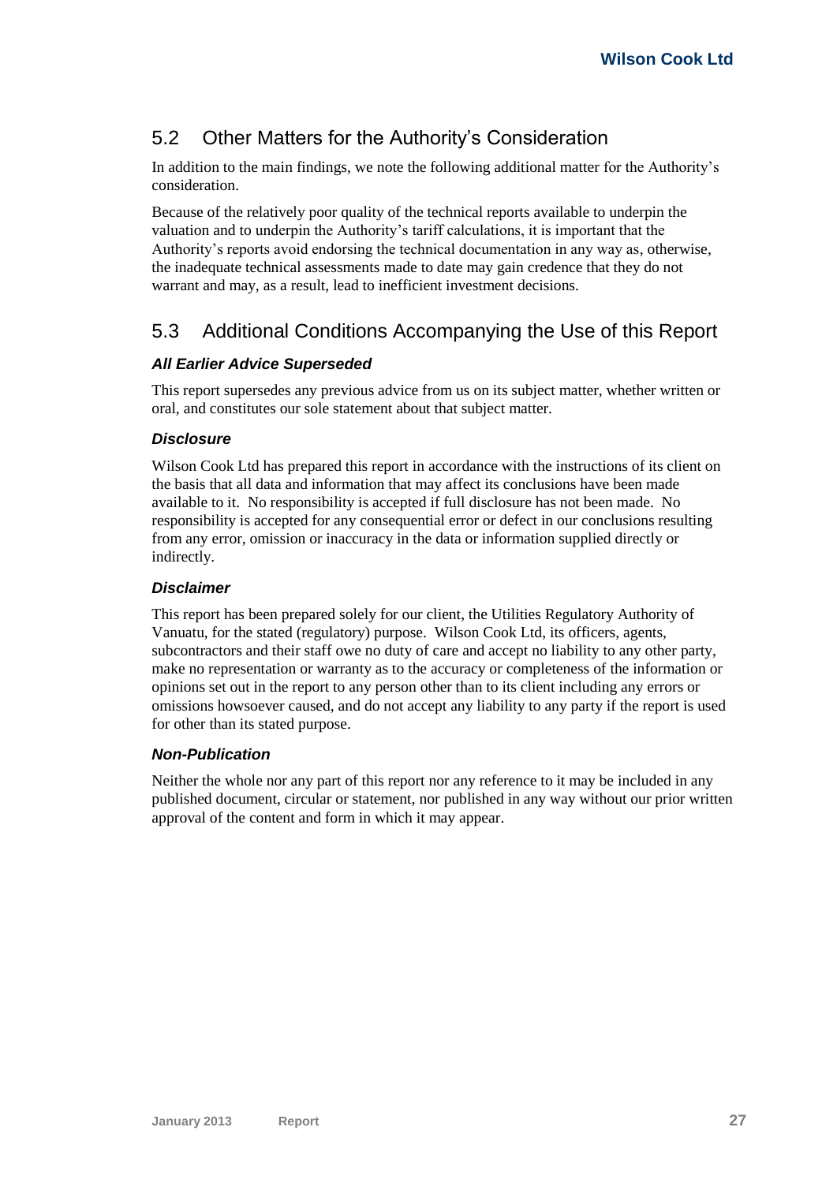## 5.2 Other Matters for the Authority's Consideration

In addition to the main findings, we note the following additional matter for the Authority's consideration.

Because of the relatively poor quality of the technical reports available to underpin the valuation and to underpin the Authority's tariff calculations, it is important that the Authority's reports avoid endorsing the technical documentation in any way as, otherwise, the inadequate technical assessments made to date may gain credence that they do not warrant and may, as a result, lead to inefficient investment decisions.

## 5.3 Additional Conditions Accompanying the Use of this Report

### *All Earlier Advice Superseded*

This report supersedes any previous advice from us on its subject matter, whether written or oral, and constitutes our sole statement about that subject matter.

### *Disclosure*

Wilson Cook Ltd has prepared this report in accordance with the instructions of its client on the basis that all data and information that may affect its conclusions have been made available to it. No responsibility is accepted if full disclosure has not been made. No responsibility is accepted for any consequential error or defect in our conclusions resulting from any error, omission or inaccuracy in the data or information supplied directly or indirectly.

### *Disclaimer*

This report has been prepared solely for our client, the Utilities Regulatory Authority of Vanuatu, for the stated (regulatory) purpose. Wilson Cook Ltd, its officers, agents, subcontractors and their staff owe no duty of care and accept no liability to any other party, make no representation or warranty as to the accuracy or completeness of the information or opinions set out in the report to any person other than to its client including any errors or omissions howsoever caused, and do not accept any liability to any party if the report is used for other than its stated purpose.

### *Non-Publication*

Neither the whole nor any part of this report nor any reference to it may be included in any published document, circular or statement, nor published in any way without our prior written approval of the content and form in which it may appear.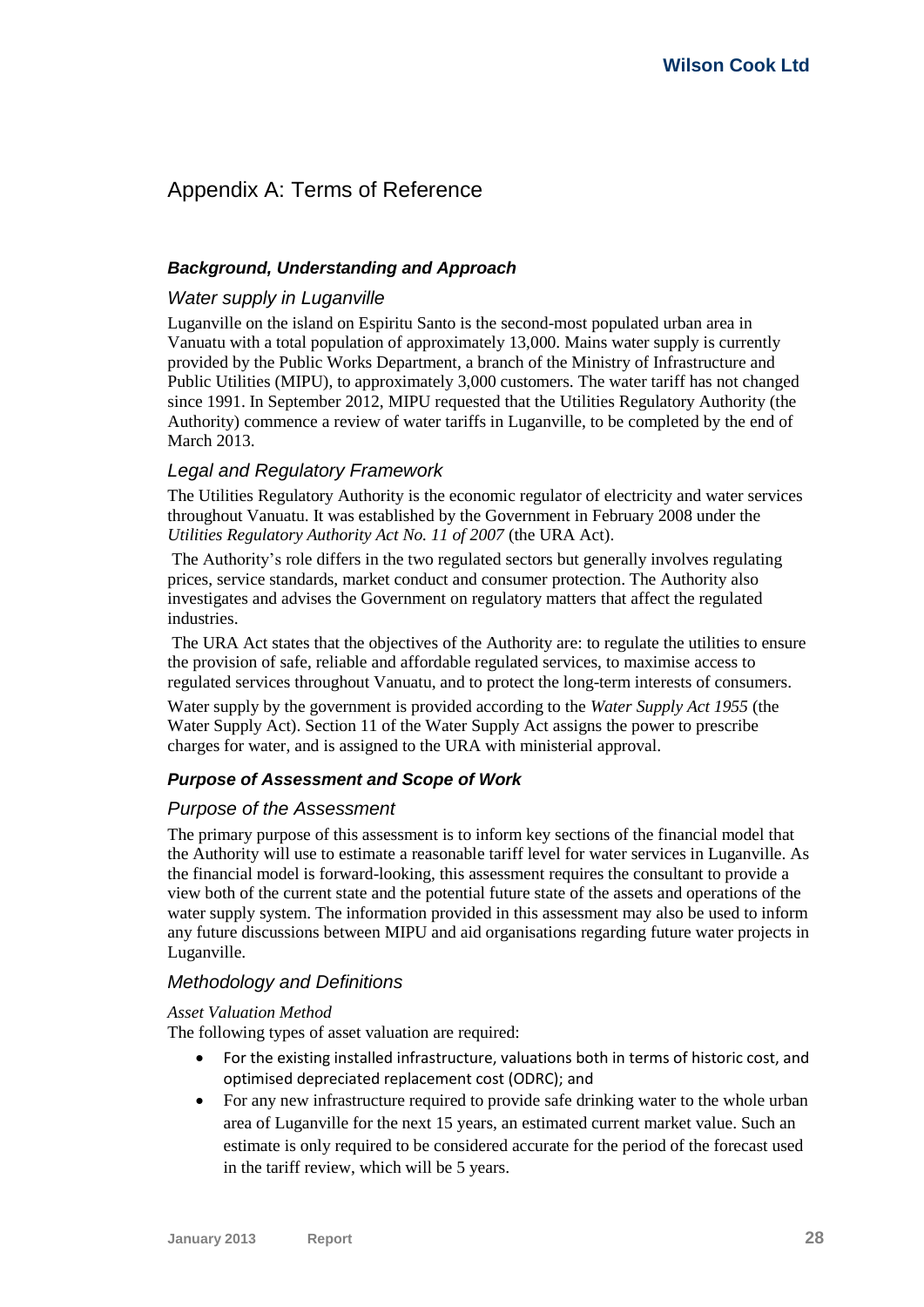# Appendix A: Terms of Reference

### ***Background, Understanding and Approach***

#### *Water supply in Luganville*

Luganville on the island on Espiritu Santo is the second-most populated urban area in Vanuatu with a total population of approximately 13,000. Mains water supply is currently provided by the Public Works Department, a branch of the Ministry of Infrastructure and Public Utilities (MIPU), to approximately 3,000 customers. The water tariff has not changed since 1991. In September 2012, MIPU requested that the Utilities Regulatory Authority (the Authority) commence a review of water tariffs in Luganville, to be completed by the end of March 2013.

#### *Legal and Regulatory Framework*

The Utilities Regulatory Authority is the economic regulator of electricity and water services throughout Vanuatu. It was established by the Government in February 2008 under the *Utilities Regulatory Authority Act No. 11 of 2007* (the URA Act).

The Authority's role differs in the two regulated sectors but generally involves regulating prices, service standards, market conduct and consumer protection. The Authority also investigates and advises the Government on regulatory matters that affect the regulated industries.

The URA Act states that the objectives of the Authority are: to regulate the utilities to ensure the provision of safe, reliable and affordable regulated services, to maximise access to regulated services throughout Vanuatu, and to protect the long-term interests of consumers.

Water supply by the government is provided according to the *Water Supply Act 1955* (the Water Supply Act). Section 11 of the Water Supply Act assigns the power to prescribe charges for water, and is assigned to the URA with ministerial approval.

### ***Purpose of Assessment and Scope of Work***

#### *Purpose of the Assessment*

The primary purpose of this assessment is to inform key sections of the financial model that the Authority will use to estimate a reasonable tariff level for water services in Luganville. As the financial model is forward-looking, this assessment requires the consultant to provide a view both of the current state and the potential future state of the assets and operations of the water supply system. The information provided in this assessment may also be used to inform any future discussions between MIPU and aid organisations regarding future water projects in Luganville.

#### *Methodology and Definitions*

*Asset Valuation Method*

The following types of asset valuation are required:

- For the existing installed infrastructure, valuations both in terms of historic cost, and optimised depreciated replacement cost (ODRC); and
- For any new infrastructure required to provide safe drinking water to the whole urban area of Luganville for the next 15 years, an estimated current market value. Such an estimate is only required to be considered accurate for the period of the forecast used in the tariff review, which will be 5 years.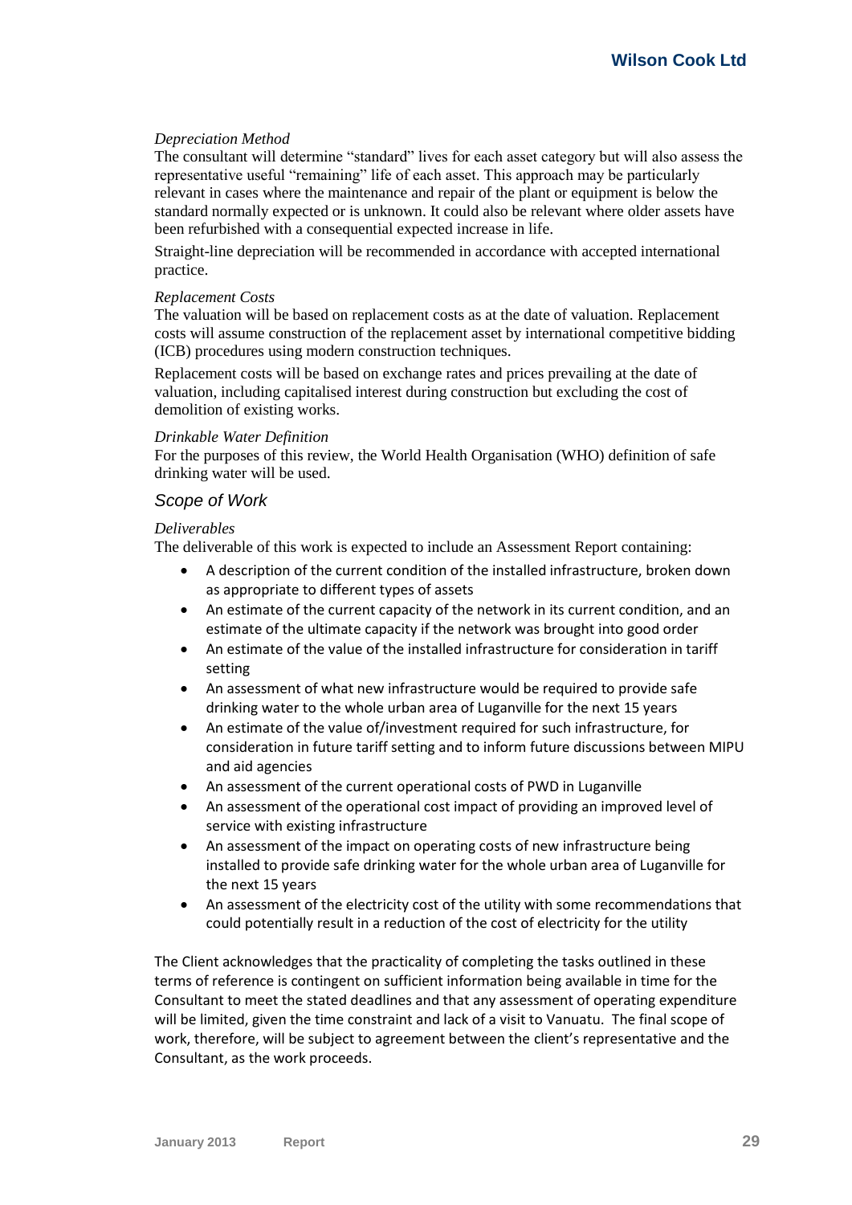*Depreciation Method*

The consultant will determine "standard" lives for each asset category but will also assess the representative useful "remaining" life of each asset. This approach may be particularly relevant in cases where the maintenance and repair of the plant or equipment is below the standard normally expected or is unknown. It could also be relevant where older assets have been refurbished with a consequential expected increase in life.

Straight-line depreciation will be recommended in accordance with accepted international practice.

*Replacement Costs*

The valuation will be based on replacement costs as at the date of valuation. Replacement costs will assume construction of the replacement asset by international competitive bidding (ICB) procedures using modern construction techniques.

Replacement costs will be based on exchange rates and prices prevailing at the date of valuation, including capitalised interest during construction but excluding the cost of demolition of existing works.

*Drinkable Water Definition*

For the purposes of this review, the World Health Organisation (WHO) definition of safe drinking water will be used.

### *Scope of Work*

*Deliverables*

The deliverable of this work is expected to include an Assessment Report containing:

- A description of the current condition of the installed infrastructure, broken down as appropriate to different types of assets
- An estimate of the current capacity of the network in its current condition, and an estimate of the ultimate capacity if the network was brought into good order
- An estimate of the value of the installed infrastructure for consideration in tariff setting
- An assessment of what new infrastructure would be required to provide safe drinking water to the whole urban area of Luganville for the next 15 years
- An estimate of the value of/investment required for such infrastructure, for consideration in future tariff setting and to inform future discussions between MIPU and aid agencies
- An assessment of the current operational costs of PWD in Luganville
- An assessment of the operational cost impact of providing an improved level of service with existing infrastructure
- An assessment of the impact on operating costs of new infrastructure being installed to provide safe drinking water for the whole urban area of Luganville for the next 15 years
- An assessment of the electricity cost of the utility with some recommendations that could potentially result in a reduction of the cost of electricity for the utility

The Client acknowledges that the practicality of completing the tasks outlined in these terms of reference is contingent on sufficient information being available in time for the Consultant to meet the stated deadlines and that any assessment of operating expenditure will be limited, given the time constraint and lack of a visit to Vanuatu. The final scope of work, therefore, will be subject to agreement between the client's representative and the Consultant, as the work proceeds.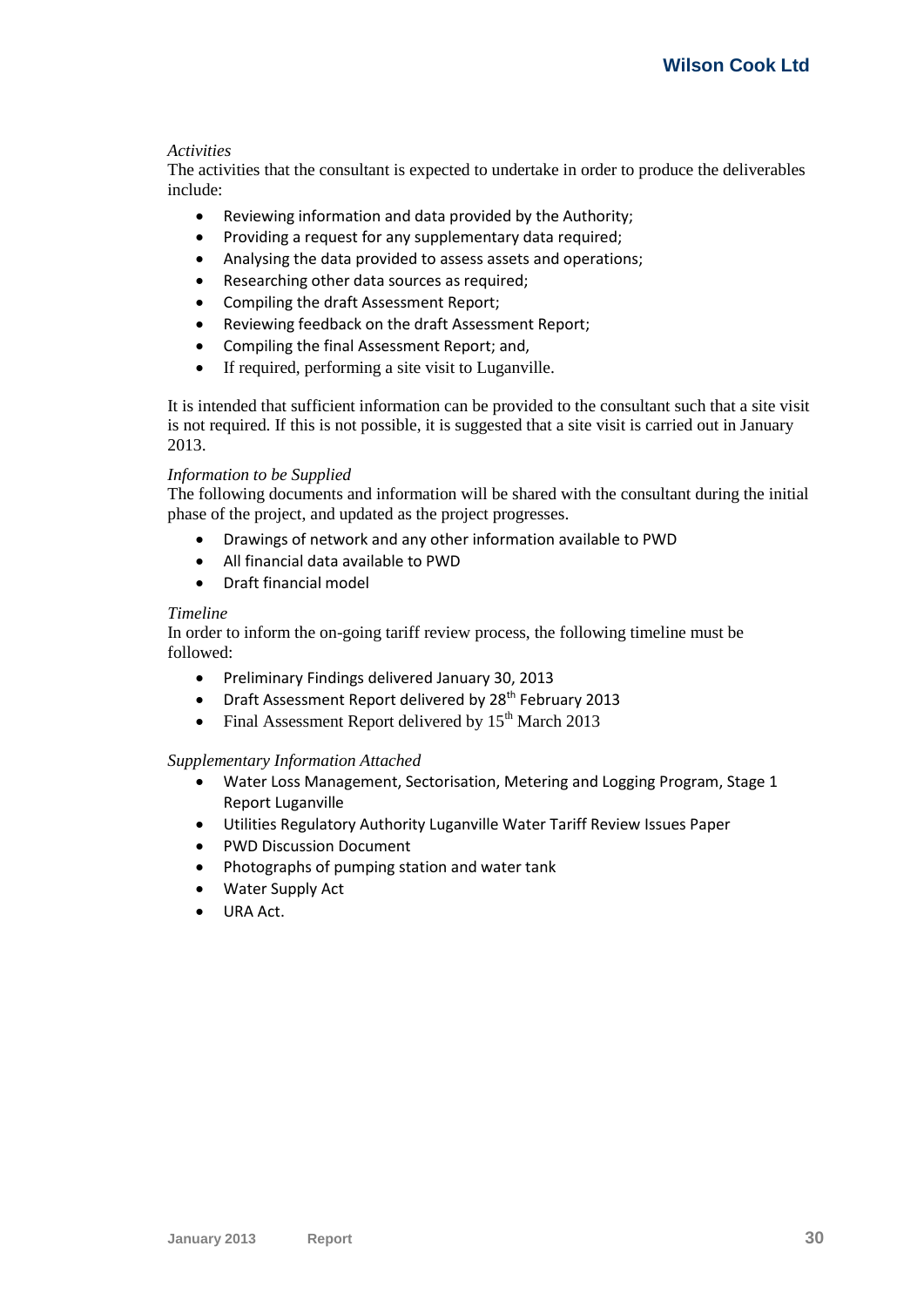*Activities*

The activities that the consultant is expected to undertake in order to produce the deliverables include:

- Reviewing information and data provided by the Authority;
- Providing a request for any supplementary data required;
- Analysing the data provided to assess assets and operations;
- Researching other data sources as required;
- Compiling the draft Assessment Report;
- Reviewing feedback on the draft Assessment Report;
- Compiling the final Assessment Report; and,
- If required, performing a site visit to Luganville.

It is intended that sufficient information can be provided to the consultant such that a site visit is not required. If this is not possible, it is suggested that a site visit is carried out in January 2013.

*Information to be Supplied*

The following documents and information will be shared with the consultant during the initial phase of the project, and updated as the project progresses.

- Drawings of network and any other information available to PWD
- All financial data available to PWD
- Draft financial model

*Timeline*

In order to inform the on-going tariff review process, the following timeline must be followed:

- Preliminary Findings delivered January 30, 2013
- Draft Assessment Report delivered by 28th February 2013
- Final Assessment Report delivered by 15th March 2013

*Supplementary Information Attached*

- Water Loss Management, Sectorisation, Metering and Logging Program, Stage 1 Report Luganville
- Utilities Regulatory Authority Luganville Water Tariff Review Issues Paper
- PWD Discussion Document
- Photographs of pumping station and water tank
- Water Supply Act
- URA Act.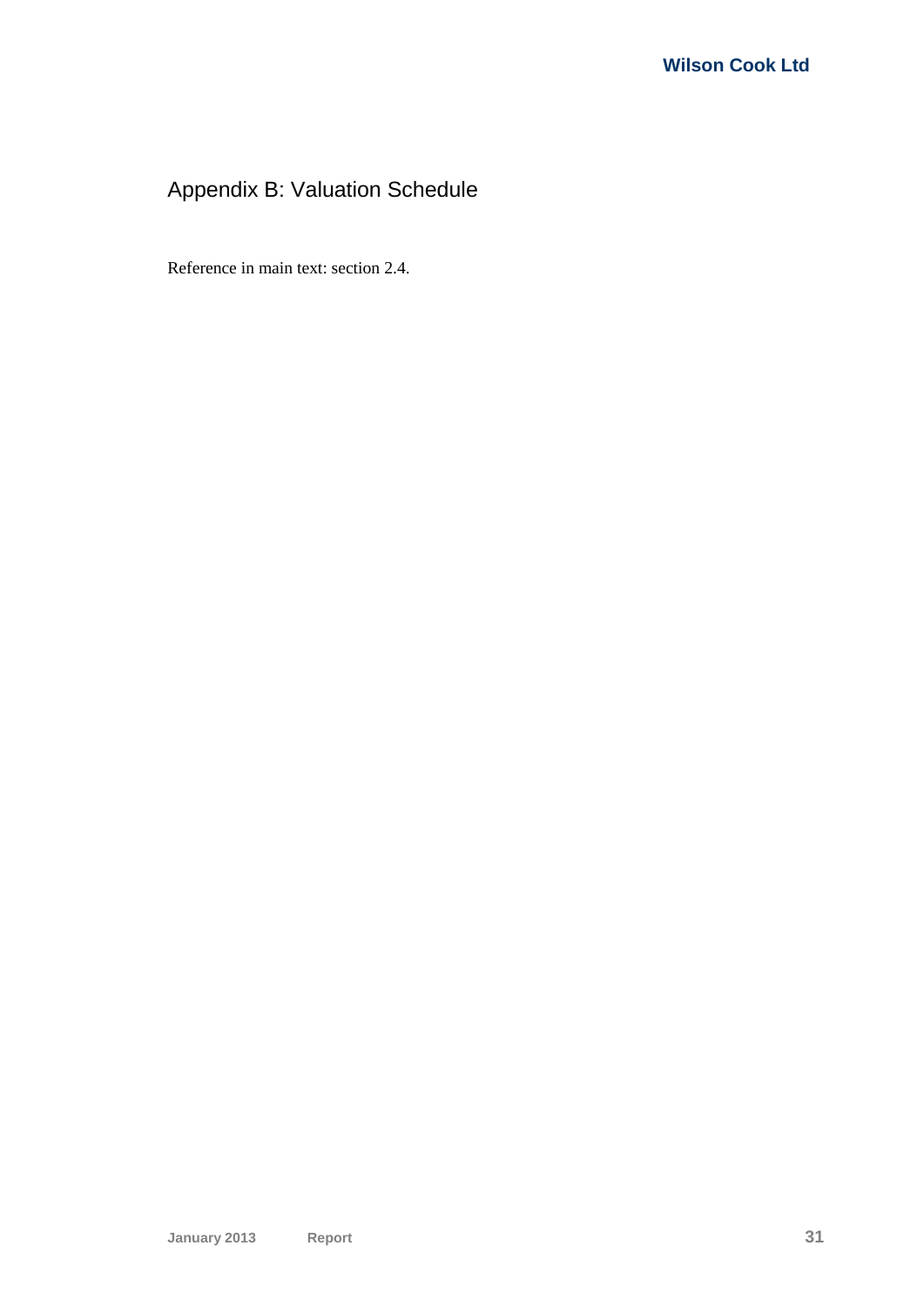# Appendix B: Valuation Schedule

Reference in main text: section 2.4.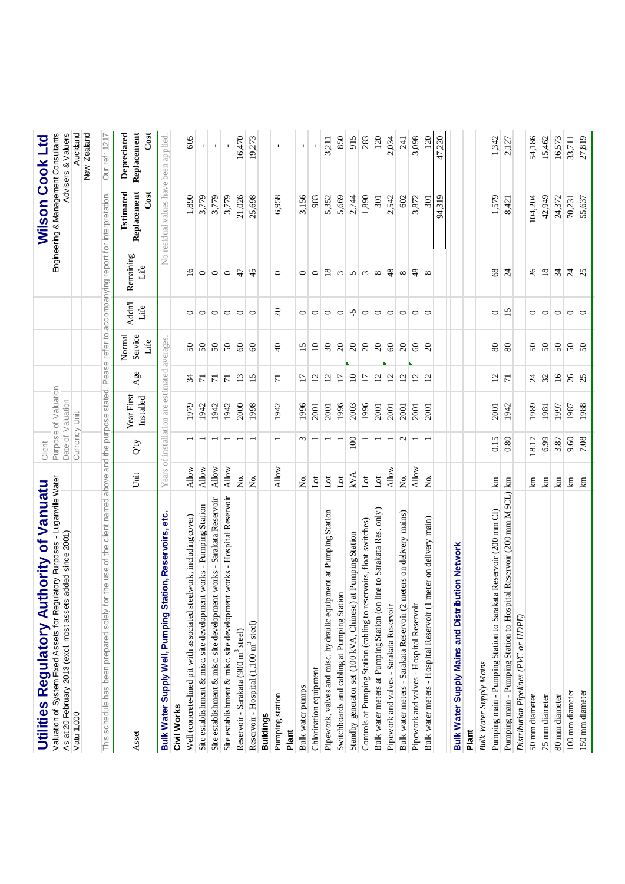# Utilities Regulatory Authority of Vanuatu

**Wilson Cook Ltd**
Engineering & Management Consultants
Advisers & Valuers
Auckland
New Zealand

| | |
|---|---|
| Client | Valuation of System Fixed Assets for Regulatory Purposes - Luganville Water |
| Purpose of Valuation | As at 20 February 2013 (excl. most assets added since 2001) |
| Date of Valuation | |
| Currency Unit | Vatu 1,000 |

This schedule has been prepared solely for the use of the client named above and the purpose stated. Please refer to accompanying report for interpretation. Our ref: 1217

| Asset | Unit | Q'ty | Year First Installed | Age | Normal Service Life | Addn'l Life | Remaining Life | Estimated Replacement Cost | Depreciated Replacement Cost |
|---|---|---|---|---|---|---|---|---|---|
| **Bulk Water Supply Well, Pumping Station, Reservoirs, etc.** | Years of installation are estimated averages. | | | | | | No residual values have been applied. | | |
| **Civil Works** | | | | | | | | | |
| Well (concrete-lined pit with associated steelwork, including cover) | Allow | 1 | 1979 | 34 | 50 | 0 | 16 | 1,890 | 605 |
| Site establishment & misc. site development works - Pumping Station | Allow | 1 | 1942 | 71 | 50 | 0 | 0 | 3,779 | - |
| Site establishment & misc. site development works - Sarakata Reservoir | Allow | 1 | 1942 | 71 | 50 | 0 | 0 | 3,779 | - |
| Site establishment & misc. site development works - Hospital Reservoir | Allow | 1 | 1942 | 71 | 50 | 0 | 0 | 3,779 | - |
| Reservoir - Sarakata (900 m$^3$ steel) | No. | 1 | 2000 | 13 | 60 | 0 | 47 | 21,026 | 16,470 |
| Reservoir - Hospital (1,100 m$^3$ steel) | No. | 1 | 1998 | 15 | 60 | 0 | 45 | 25,698 | 19,273 |
| **Buildings** | | | | | | | | | |
| Pumping station | Allow | 1 | 1942 | 71 | 40 | 20 | 0 | 6,958 | - |
| **Plant** | | | | | | | | | |
| Bulk water pumps | No. | 3 | 1996 | 17 | 15 | 0 | 0 | 3,156 | - |
| Chlorination equipment | Lot | 1 | 2001 | 12 | 10 | 0 | 0 | 983 | - |
| Pipework, valves and misc. hydraulic equipment at Pumping Station | Lot | 1 | 2001 | 12 | 30 | 0 | 18 | 5,352 | 3,211 |
| Switchboards and cabling at Pumping Station | Lot | 1 | 1996 | 17 | 20 | 0 | 3 | 5,669 | 850 |
| Standby generator set (100 kVA, Chinese) at Pumping Station | kVA | 100 | 2003 | 10 | 20 | -5 | 5 | 2,744 | 915 |
| Controls at Pumping Station (cabling to reservoirs, float switches) | Lot | 1 | 1996 | 17 | 20 | 0 | 3 | 1,890 | 283 |
| Bulk water meters at Pumping Station (on line to Sarakata Res. only) | Lot | 1 | 2001 | 12 | 20 | 0 | 8 | 301 | 120 |
| Pipework and valves - Sarakata Reservoir | Allow | 1 | 2001 | 12 | 60 | 0 | 48 | 2,542 | 2,034 |
| Bulk water meters - Sarakata Reservoir (2 meters on delivery mains) | No. | 2 | 2001 | 12 | 20 | 0 | 8 | 602 | 241 |
| Pipework and valves - Hospital Reservoir | Allow | 1 | 2001 | 12 | 60 | 0 | 48 | 3,872 | 3,098 |
| Bulk water meters - Hospital Reservoir (1 meter on delivery main) | No. | 1 | 2001 | 12 | 20 | 0 | 8 | 301 | 120 |
| | | | | | | | | 94,319 | 47,220 |
| **Bulk Water Supply Mains and Distribution Network** | | | | | | | | | |
| **Plant** | | | | | | | | | |
| *Bulk Water Supply Mains* | | | | | | | | | |
| Pumping main - Pumping Station to Sarakata Reservoir (200 mm CI) | km | 0.15 | 2001 | 12 | 80 | 0 | 68 | 1,579 | 1,342 |
| Pumping main - Pumping Station to Hospital Reservoir (200 mm MSCL) | km | 0.80 | 1942 | 71 | 80 | 15 | 24 | 8,421 | 2,127 |
| *Distribution Pipelines (PVC or HDPE)* | | | | | | | | | |
| 50 mm diameter | km | 18.17 | 1989 | 24 | 50 | 0 | 26 | 104,204 | 54,186 |
| 75 mm diameter | km | 6.99 | 1981 | 32 | 50 | 0 | 18 | 42,949 | 15,462 |
| 80 mm diameter | km | 3.87 | 1997 | 16 | 50 | 0 | 34 | 24,372 | 16,573 |
| 100 mm diameter | km | 9.60 | 1987 | 26 | 50 | 0 | 24 | 70,231 | 33,711 |
| 150 mm diameter | km | 7.08 | 1988 | 25 | 50 | 0 | 25 | 55,637 | 27,819 |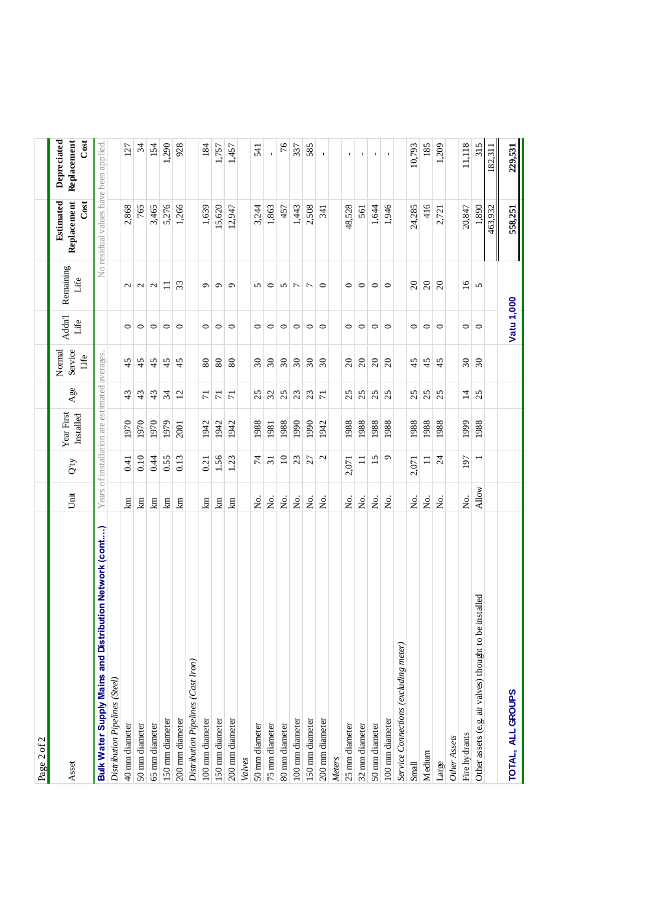| Asset | Unit | Q'ty | Year First Installed | Age | Normal Service Life | Addn'l Life | Remaining Life | Estimated Replacement Cost | Depreciated Replacement Cost |
|---|---|---|---|---|---|---|---|---|---|
| **Bulk Water Supply Mains and Distribution Network (cont....)** | Years of installation are estimated averages. | | | | | | | No residual values have been applied. | |
| *Distribution Pipelines (Steel)* | | | | | | | | | |
| 40 mm diameter | km | 0.41 | 1970 | 43 | 45 | 0 | 2 | 2,868 | 127 |
| 50 mm diameter | km | 0.10 | 1970 | 43 | 45 | 0 | 2 | 765 | 34 |
| 65 mm diameter | km | 0.44 | 1970 | 43 | 45 | 0 | 2 | 3,465 | 154 |
| 150 mm diameter | km | 0.55 | 1979 | 34 | 45 | 0 | 11 | 5,276 | 1,290 |
| 200 mm diameter | km | 0.13 | 2001 | 12 | 45 | 0 | 33 | 1,266 | 928 |
| *Distribution Pipelines (Cast Iron)* | | | | | | | | | |
| 100 mm diameter | km | 0.21 | 1942 | 71 | 80 | 0 | 9 | 1,639 | 184 |
| 150 mm diameter | km | 1.56 | 1942 | 71 | 80 | 0 | 9 | 15,620 | 1,757 |
| 200 mm diameter | km | 1.23 | 1942 | 71 | 80 | 0 | 9 | 12,947 | 1,457 |
| *Valves* | | | | | | | | | |
| 50 mm diameter | No. | 74 | 1988 | 25 | 30 | 0 | 5 | 3,244 | 541 |
| 75 mm diameter | No. | 31 | 1981 | 32 | 30 | 0 | 0 | 1,863 | - |
| 80 mm diameter | No. | 10 | 1988 | 25 | 30 | 0 | 5 | 457 | 76 |
| 100 mm diameter | No. | 23 | 1990 | 23 | 30 | 0 | 7 | 1,443 | 337 |
| 150 mm diameter | No. | 27 | 1990 | 23 | 30 | 0 | 7 | 2,508 | 585 |
| 200 mm diameter | No. | 2 | 1942 | 71 | 30 | 0 | 0 | 341 | - |
| *Meters* | | | | | | | | | |
| 25 mm diameter | No. | 2,071 | 1988 | 25 | 20 | 0 | 0 | 48,528 | - |
| 32 mm diameter | No. | 11 | 1988 | 25 | 20 | 0 | 0 | 561 | - |
| 50 mm diameter | No. | 15 | 1988 | 25 | 20 | 0 | 0 | 1,644 | - |
| 100 mm diameter | No. | 9 | 1988 | 25 | 20 | 0 | 0 | 1,946 | - |
| *Service Connections (excluding meter)* | | | | | | | | | |
| Small | No. | 2,071 | 1988 | 25 | 45 | 0 | 20 | 24,285 | 10,793 |
| Medium | No. | 11 | 1988 | 25 | 45 | 0 | 20 | 416 | 185 |
| Large | No. | 24 | 1988 | 25 | 45 | 0 | 20 | 2,721 | 1,209 |
| *Other Assets* | | | | | | | | | |
| Fire hydrants | No. | 197 | 1999 | 14 | 30 | 0 | 16 | 20,847 | 11,118 |
| Other assets (e.g. air valves) thought to be installed | Allow | 1 | 1988 | 25 | 30 | 0 | 5 | 1,890 | 315 |
| | | | | | | | | 463,932 | 182,311 |
| **TOTAL, ALL GROUPS** | | | | | | Vatu 1,000 | | **558,251** | **229,531** |